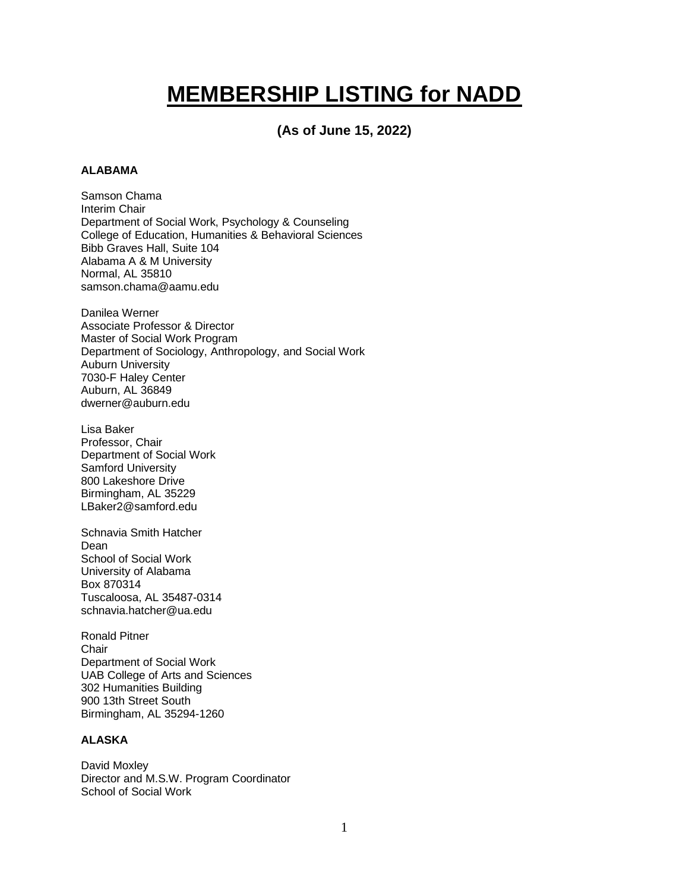# MEMBERSHIP LISTING for NADD

**(As of June 15, 2022)**

**ALABAMA**

Samson Chama
Interim Chair
Department of Social Work, Psychology & Counseling
College of Education, Humanities & Behavioral Sciences
Bibb Graves Hall, Suite 104
Alabama A & M University
Normal, AL 35810
samson.chama@aamu.edu

Danilea Werner
Associate Professor & Director
Master of Social Work Program
Department of Sociology, Anthropology, and Social Work
Auburn University
7030-F Haley Center
Auburn, AL 36849
dwerner@auburn.edu

Lisa Baker
Professor, Chair
Department of Social Work
Samford University
800 Lakeshore Drive
Birmingham, AL 35229
LBaker2@samford.edu

Schnavia Smith Hatcher
Dean
School of Social Work
University of Alabama
Box 870314
Tuscaloosa, AL 35487-0314
schnavia.hatcher@ua.edu

Ronald Pitner
Chair
Department of Social Work
UAB College of Arts and Sciences
302 Humanities Building
900 13th Street South
Birmingham, AL 35294-1260

**ALASKA**

David Moxley
Director and M.S.W. Program Coordinator
School of Social Work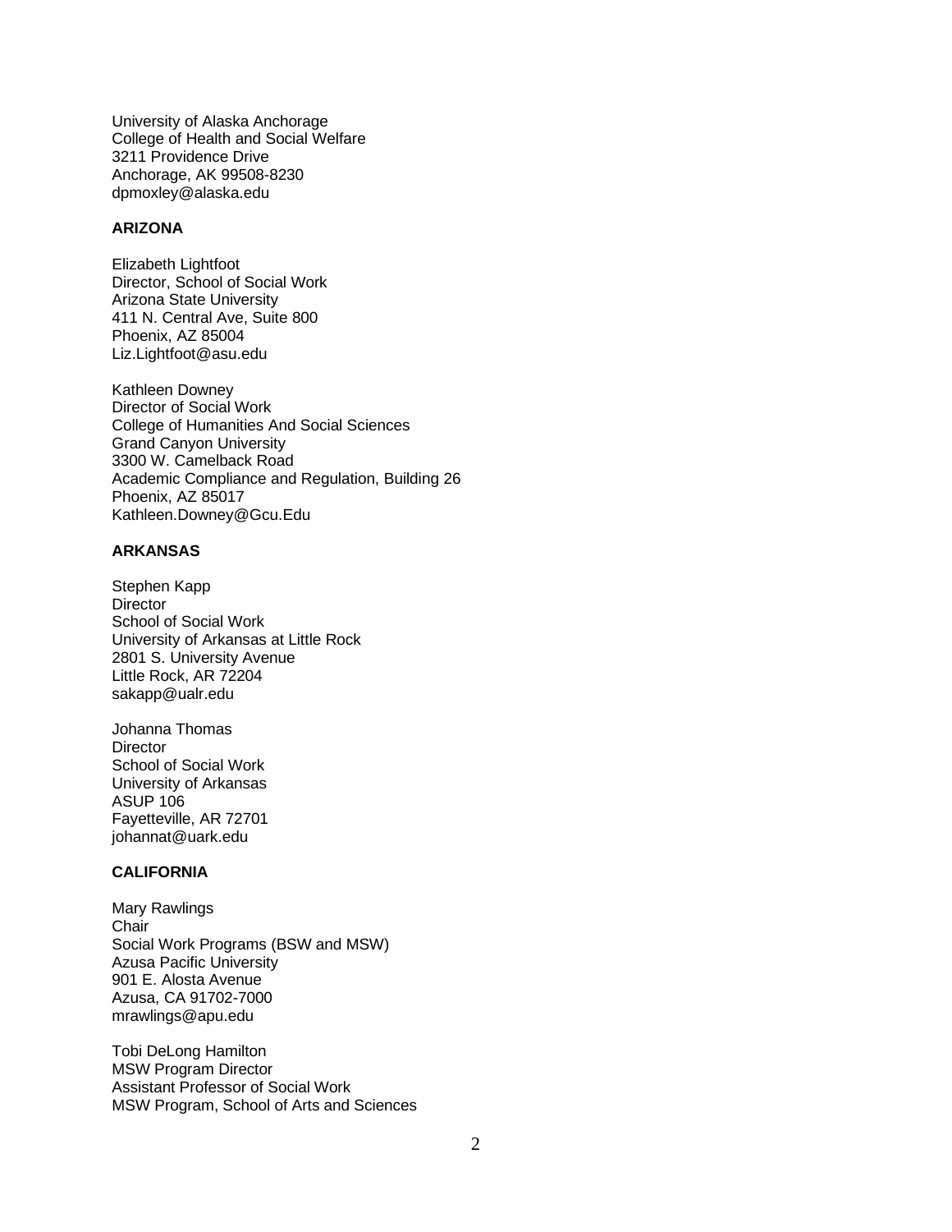University of Alaska Anchorage
College of Health and Social Welfare
3211 Providence Drive
Anchorage, AK 99508-8230
dpmoxley@alaska.edu

**ARIZONA**

Elizabeth Lightfoot
Director, School of Social Work
Arizona State University
411 N. Central Ave, Suite 800
Phoenix, AZ 85004
Liz.Lightfoot@asu.edu

Kathleen Downey
Director of Social Work
College of Humanities And Social Sciences
Grand Canyon University
3300 W. Camelback Road
Academic Compliance and Regulation, Building 26
Phoenix, AZ 85017
Kathleen.Downey@Gcu.Edu

**ARKANSAS**

Stephen Kapp
Director
School of Social Work
University of Arkansas at Little Rock
2801 S. University Avenue
Little Rock, AR 72204
sakapp@ualr.edu

Johanna Thomas
Director
School of Social Work
University of Arkansas
ASUP 106
Fayetteville, AR 72701
johannat@uark.edu

**CALIFORNIA**

Mary Rawlings
Chair
Social Work Programs (BSW and MSW)
Azusa Pacific University
901 E. Alosta Avenue
Azusa, CA 91702-7000
mrawlings@apu.edu

Tobi DeLong Hamilton
MSW Program Director
Assistant Professor of Social Work
MSW Program, School of Arts and Sciences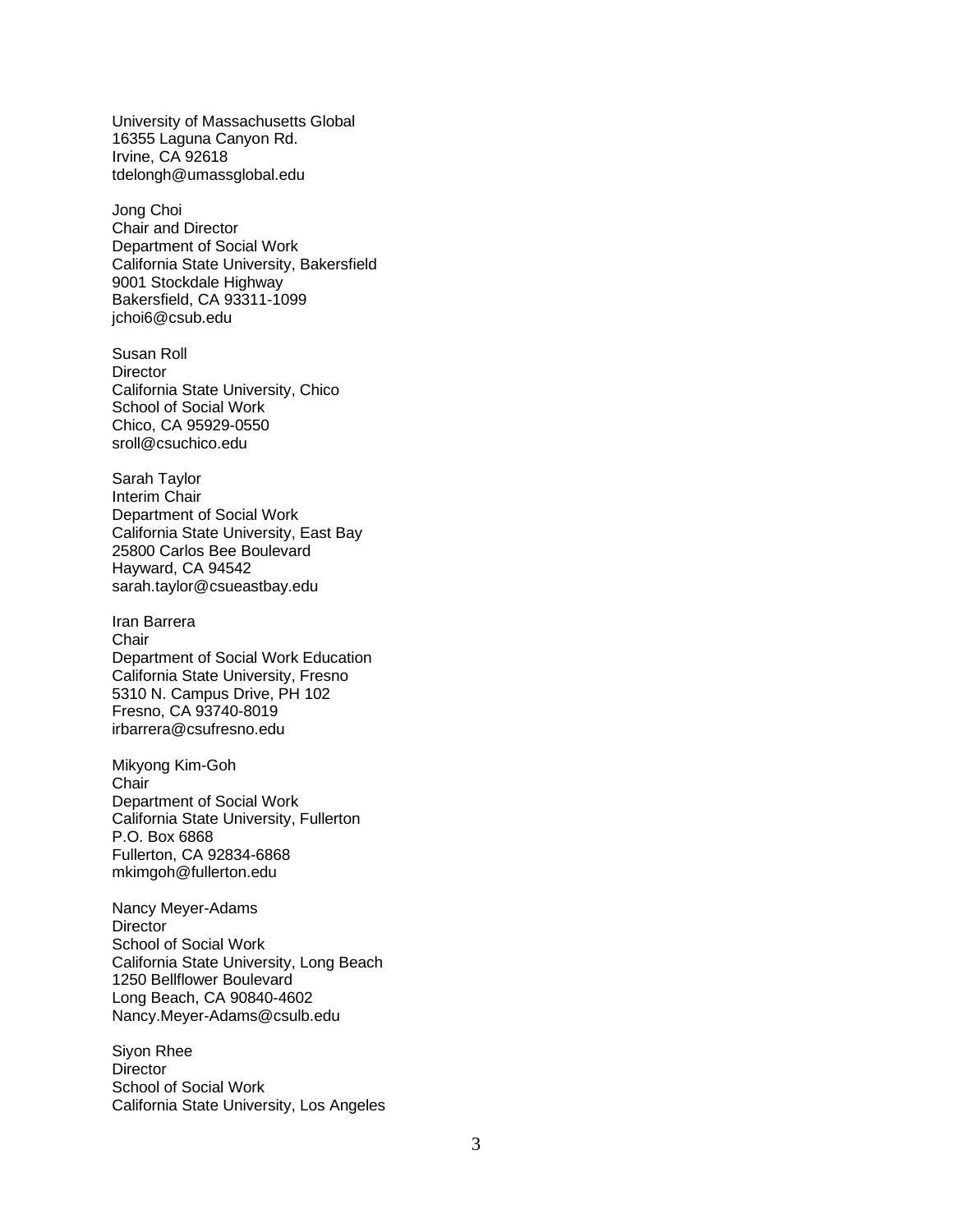University of Massachusetts Global
16355 Laguna Canyon Rd.
Irvine, CA 92618
tdelongh@umassglobal.edu

Jong Choi
Chair and Director
Department of Social Work
California State University, Bakersfield
9001 Stockdale Highway
Bakersfield, CA 93311-1099
jchoi6@csub.edu

Susan Roll
Director
California State University, Chico
School of Social Work
Chico, CA 95929-0550
sroll@csuchico.edu

Sarah Taylor
Interim Chair
Department of Social Work
California State University, East Bay
25800 Carlos Bee Boulevard
Hayward, CA 94542
sarah.taylor@csueastbay.edu

Iran Barrera
Chair
Department of Social Work Education
California State University, Fresno
5310 N. Campus Drive, PH 102
Fresno, CA 93740-8019
irbarrera@csufresno.edu

Mikyong Kim-Goh
Chair
Department of Social Work
California State University, Fullerton
P.O. Box 6868
Fullerton, CA 92834-6868
mkimgoh@fullerton.edu

Nancy Meyer-Adams
Director
School of Social Work
California State University, Long Beach
1250 Bellflower Boulevard
Long Beach, CA 90840-4602
Nancy.Meyer-Adams@csulb.edu

Siyon Rhee
Director
School of Social Work
California State University, Los Angeles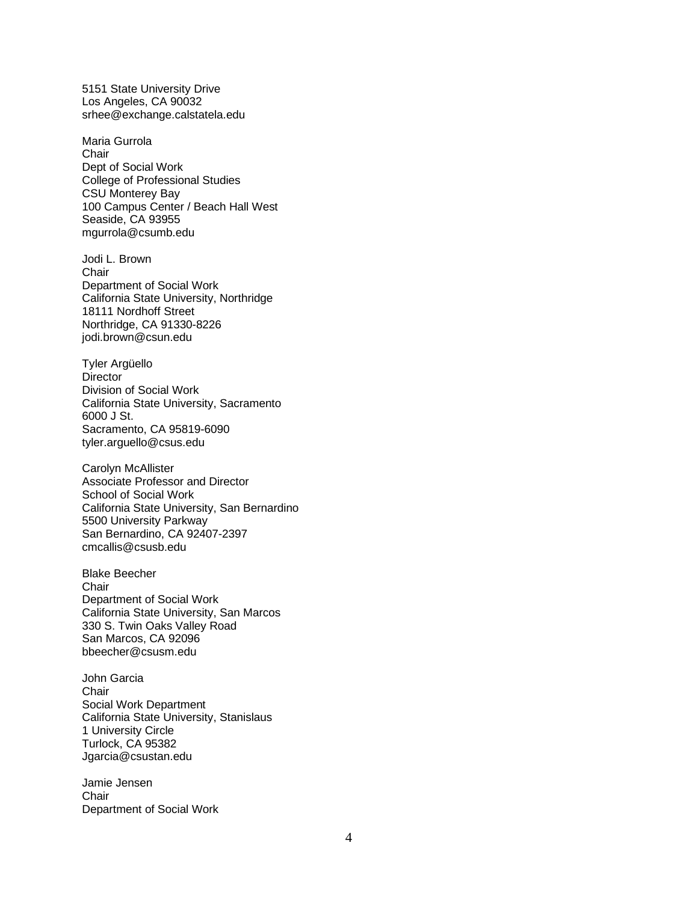5151 State University Drive
Los Angeles, CA 90032
srhee@exchange.calstatela.edu

Maria Gurrola
Chair
Dept of Social Work
College of Professional Studies
CSU Monterey Bay
100 Campus Center / Beach Hall West
Seaside, CA 93955
mgurrola@csumb.edu

Jodi L. Brown
Chair
Department of Social Work
California State University, Northridge
18111 Nordhoff Street
Northridge, CA 91330-8226
jodi.brown@csun.edu

Tyler Argüello
Director
Division of Social Work
California State University, Sacramento
6000 J St.
Sacramento, CA 95819-6090
tyler.arguello@csus.edu

Carolyn McAllister
Associate Professor and Director
School of Social Work
California State University, San Bernardino
5500 University Parkway
San Bernardino, CA 92407-2397
cmcallis@csusb.edu

Blake Beecher
Chair
Department of Social Work
California State University, San Marcos
330 S. Twin Oaks Valley Road
San Marcos, CA 92096
bbeecher@csusm.edu

John Garcia
Chair
Social Work Department
California State University, Stanislaus
1 University Circle
Turlock, CA 95382
Jgarcia@csustan.edu

Jamie Jensen
Chair
Department of Social Work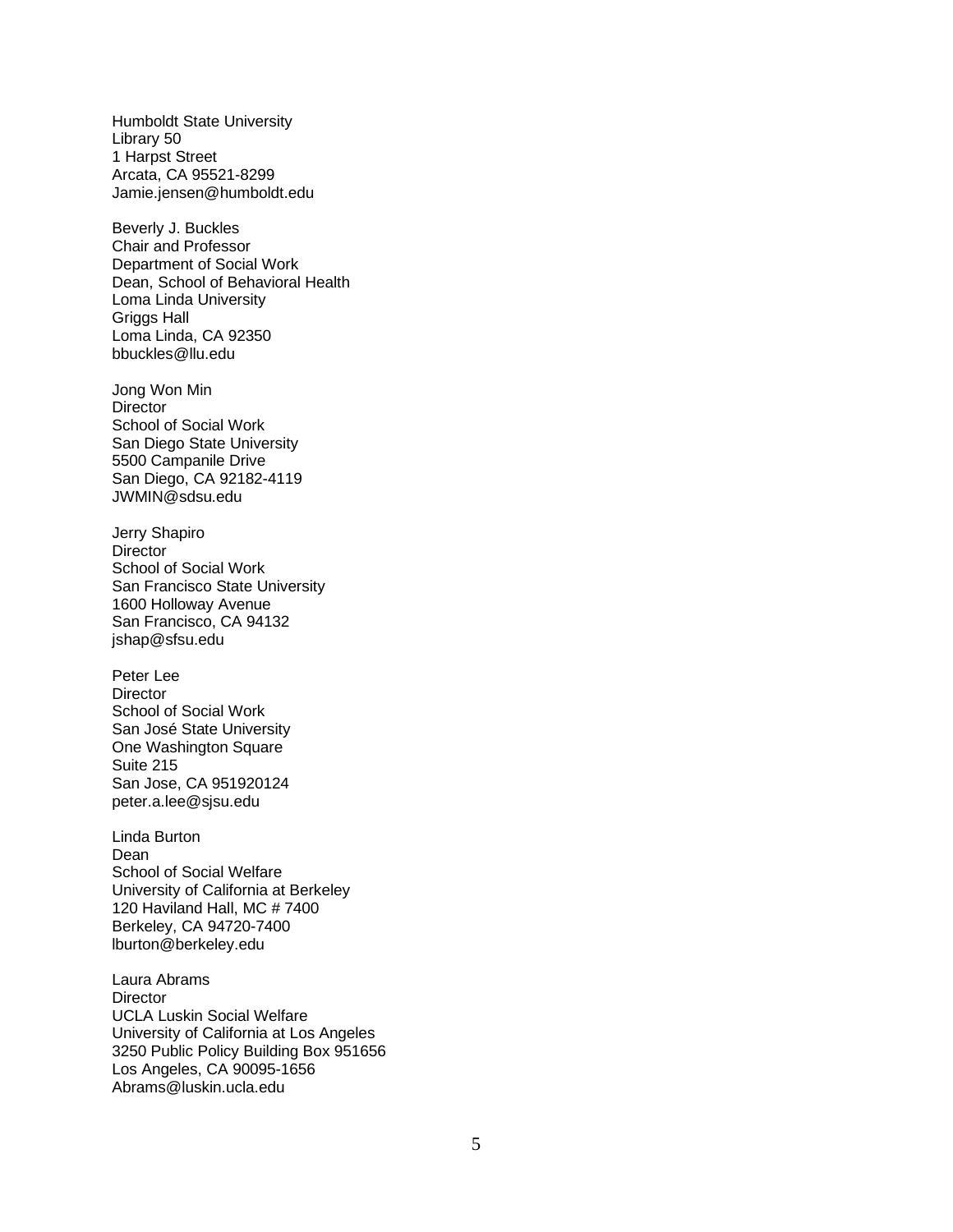Humboldt State University
Library 50
1 Harpst Street
Arcata, CA 95521-8299
Jamie.jensen@humboldt.edu

Beverly J. Buckles
Chair and Professor
Department of Social Work
Dean, School of Behavioral Health
Loma Linda University
Griggs Hall
Loma Linda, CA 92350
bbuckles@llu.edu

Jong Won Min
Director
School of Social Work
San Diego State University
5500 Campanile Drive
San Diego, CA 92182-4119
JWMIN@sdsu.edu

Jerry Shapiro
Director
School of Social Work
San Francisco State University
1600 Holloway Avenue
San Francisco, CA 94132
jshap@sfsu.edu

Peter Lee
Director
School of Social Work
San José State University
One Washington Square
Suite 215
San Jose, CA 951920124
peter.a.lee@sjsu.edu

Linda Burton
Dean
School of Social Welfare
University of California at Berkeley
120 Haviland Hall, MC # 7400
Berkeley, CA 94720-7400
lburton@berkeley.edu

Laura Abrams
Director
UCLA Luskin Social Welfare
University of California at Los Angeles
3250 Public Policy Building Box 951656
Los Angeles, CA 90095-1656
Abrams@luskin.ucla.edu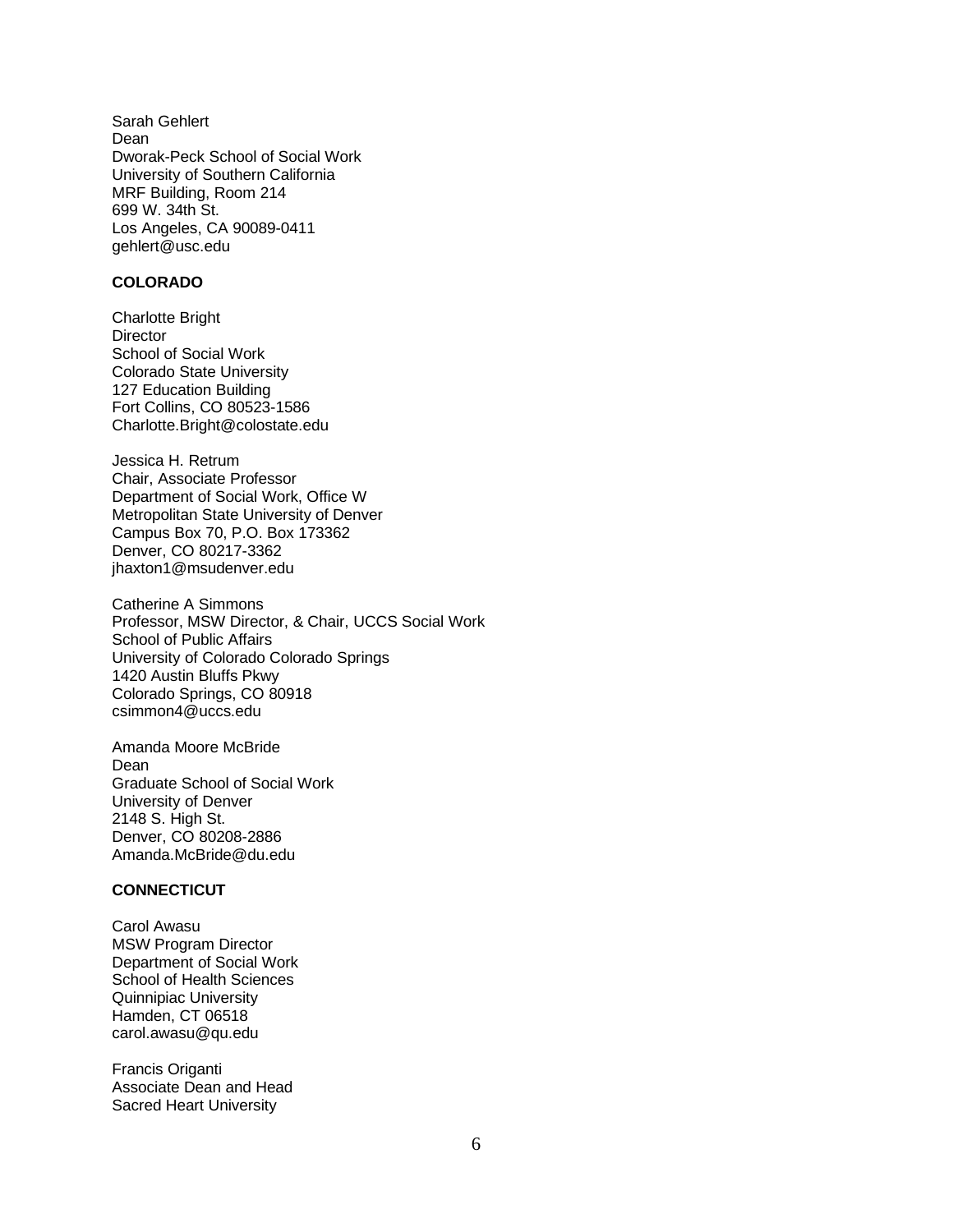Sarah Gehlert
Dean
Dworak-Peck School of Social Work
University of Southern California
MRF Building, Room 214
699 W. 34th St.
Los Angeles, CA 90089-0411
gehlert@usc.edu

**COLORADO**

Charlotte Bright
Director
School of Social Work
Colorado State University
127 Education Building
Fort Collins, CO 80523-1586
Charlotte.Bright@colostate.edu

Jessica H. Retrum
Chair, Associate Professor
Department of Social Work, Office W
Metropolitan State University of Denver
Campus Box 70, P.O. Box 173362
Denver, CO 80217-3362
jhaxton1@msudenver.edu

Catherine A Simmons
Professor, MSW Director, & Chair, UCCS Social Work
School of Public Affairs
University of Colorado Colorado Springs
1420 Austin Bluffs Pkwy
Colorado Springs, CO 80918
csimmon4@uccs.edu

Amanda Moore McBride
Dean
Graduate School of Social Work
University of Denver
2148 S. High St.
Denver, CO 80208-2886
Amanda.McBride@du.edu

**CONNECTICUT**

Carol Awasu
MSW Program Director
Department of Social Work
School of Health Sciences
Quinnipiac University
Hamden, CT 06518
carol.awasu@qu.edu

Francis Origanti
Associate Dean and Head
Sacred Heart University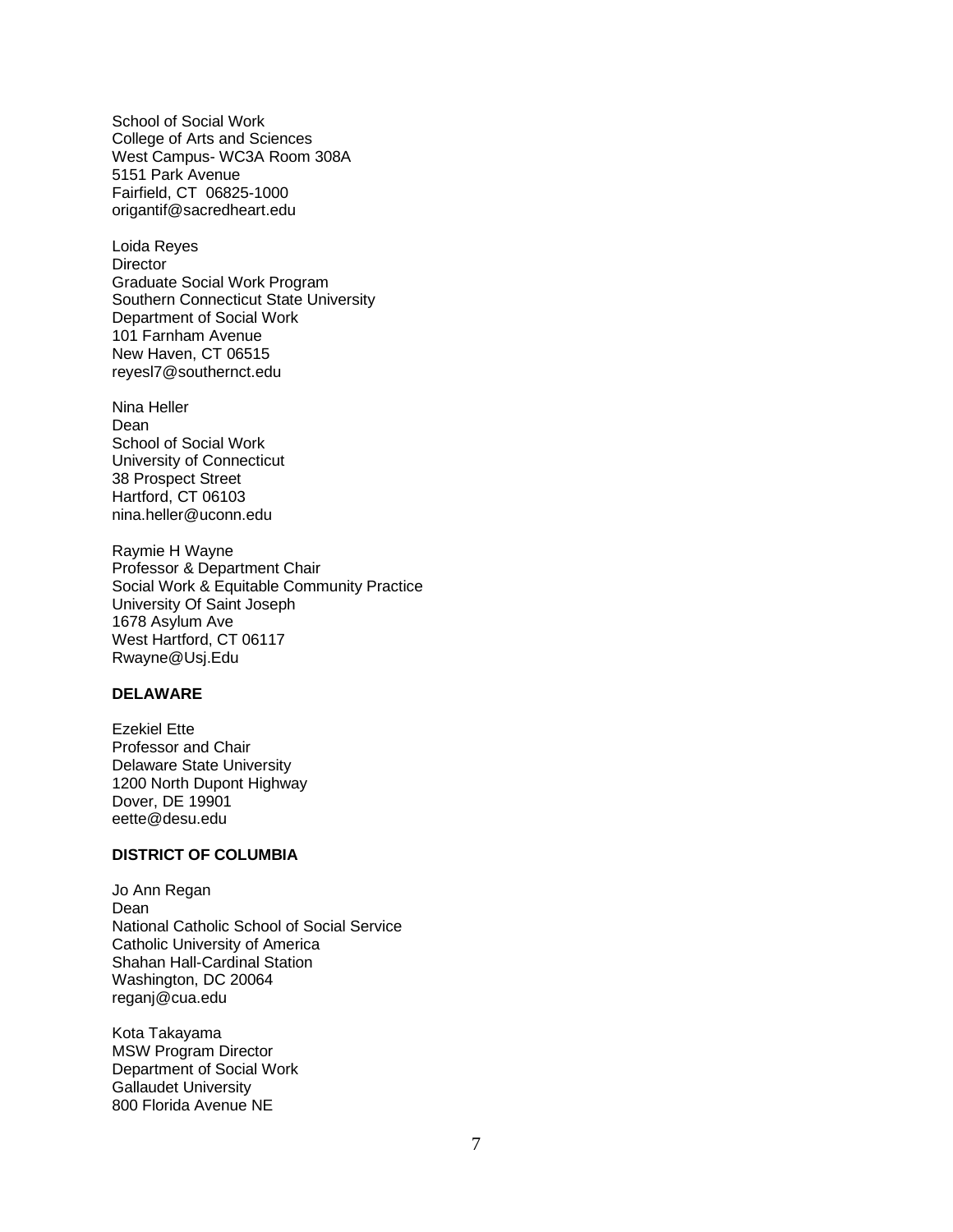School of Social Work
College of Arts and Sciences
West Campus- WC3A Room 308A
5151 Park Avenue
Fairfield, CT 06825-1000
origantif@sacredheart.edu

Loida Reyes
Director
Graduate Social Work Program
Southern Connecticut State University
Department of Social Work
101 Farnham Avenue
New Haven, CT 06515
reyesl7@southernct.edu

Nina Heller
Dean
School of Social Work
University of Connecticut
38 Prospect Street
Hartford, CT 06103
nina.heller@uconn.edu

Raymie H Wayne
Professor & Department Chair
Social Work & Equitable Community Practice
University Of Saint Joseph
1678 Asylum Ave
West Hartford, CT 06117
Rwayne@Usj.Edu

**DELAWARE**

Ezekiel Ette
Professor and Chair
Delaware State University
1200 North Dupont Highway
Dover, DE 19901
eette@desu.edu

**DISTRICT OF COLUMBIA**

Jo Ann Regan
Dean
National Catholic School of Social Service
Catholic University of America
Shahan Hall-Cardinal Station
Washington, DC 20064
reganj@cua.edu

Kota Takayama
MSW Program Director
Department of Social Work
Gallaudet University
800 Florida Avenue NE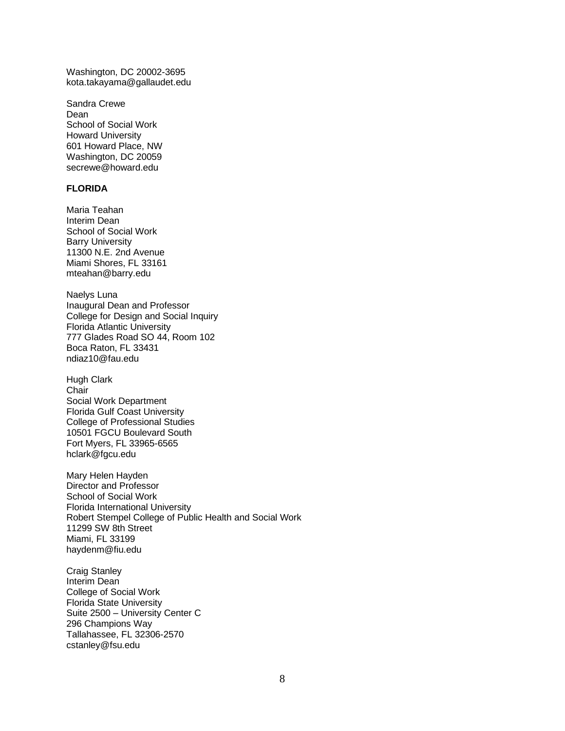Washington, DC 20002-3695
kota.takayama@gallaudet.edu

Sandra Crewe
Dean
School of Social Work
Howard University
601 Howard Place, NW
Washington, DC 20059
secrewe@howard.edu

**FLORIDA**

Maria Teahan
Interim Dean
School of Social Work
Barry University
11300 N.E. 2nd Avenue
Miami Shores, FL 33161
mteahan@barry.edu

Naelys Luna
Inaugural Dean and Professor
College for Design and Social Inquiry
Florida Atlantic University
777 Glades Road SO 44, Room 102
Boca Raton, FL 33431
ndiaz10@fau.edu

Hugh Clark
Chair
Social Work Department
Florida Gulf Coast University
College of Professional Studies
10501 FGCU Boulevard South
Fort Myers, FL 33965-6565
hclark@fgcu.edu

Mary Helen Hayden
Director and Professor
School of Social Work
Florida International University
Robert Stempel College of Public Health and Social Work
11299 SW 8th Street
Miami, FL 33199
haydenm@fiu.edu

Craig Stanley
Interim Dean
College of Social Work
Florida State University
Suite 2500 – University Center C
296 Champions Way
Tallahassee, FL 32306-2570
cstanley@fsu.edu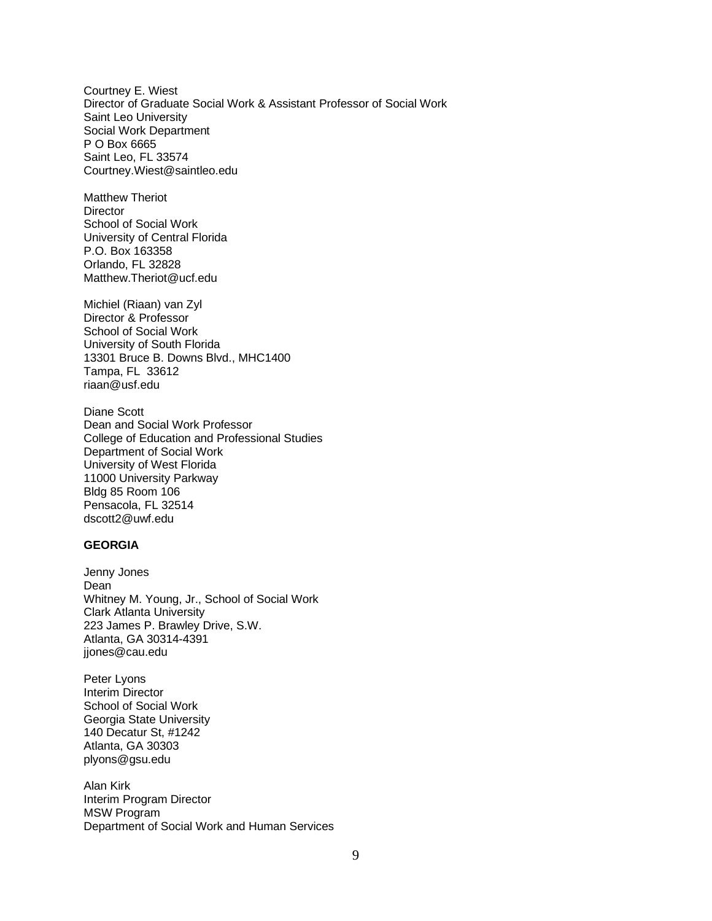Courtney E. Wiest
Director of Graduate Social Work & Assistant Professor of Social Work
Saint Leo University
Social Work Department
P O Box 6665
Saint Leo, FL 33574
Courtney.Wiest@saintleo.edu

Matthew Theriot
Director
School of Social Work
University of Central Florida
P.O. Box 163358
Orlando, FL 32828
Matthew.Theriot@ucf.edu

Michiel (Riaan) van Zyl
Director & Professor
School of Social Work
University of South Florida
13301 Bruce B. Downs Blvd., MHC1400
Tampa, FL 33612
riaan@usf.edu

Diane Scott
Dean and Social Work Professor
College of Education and Professional Studies
Department of Social Work
University of West Florida
11000 University Parkway
Bldg 85 Room 106
Pensacola, FL 32514
dscott2@uwf.edu

**GEORGIA**

Jenny Jones
Dean
Whitney M. Young, Jr., School of Social Work
Clark Atlanta University
223 James P. Brawley Drive, S.W.
Atlanta, GA 30314-4391
jjones@cau.edu

Peter Lyons
Interim Director
School of Social Work
Georgia State University
140 Decatur St, #1242
Atlanta, GA 30303
plyons@gsu.edu

Alan Kirk
Interim Program Director
MSW Program
Department of Social Work and Human Services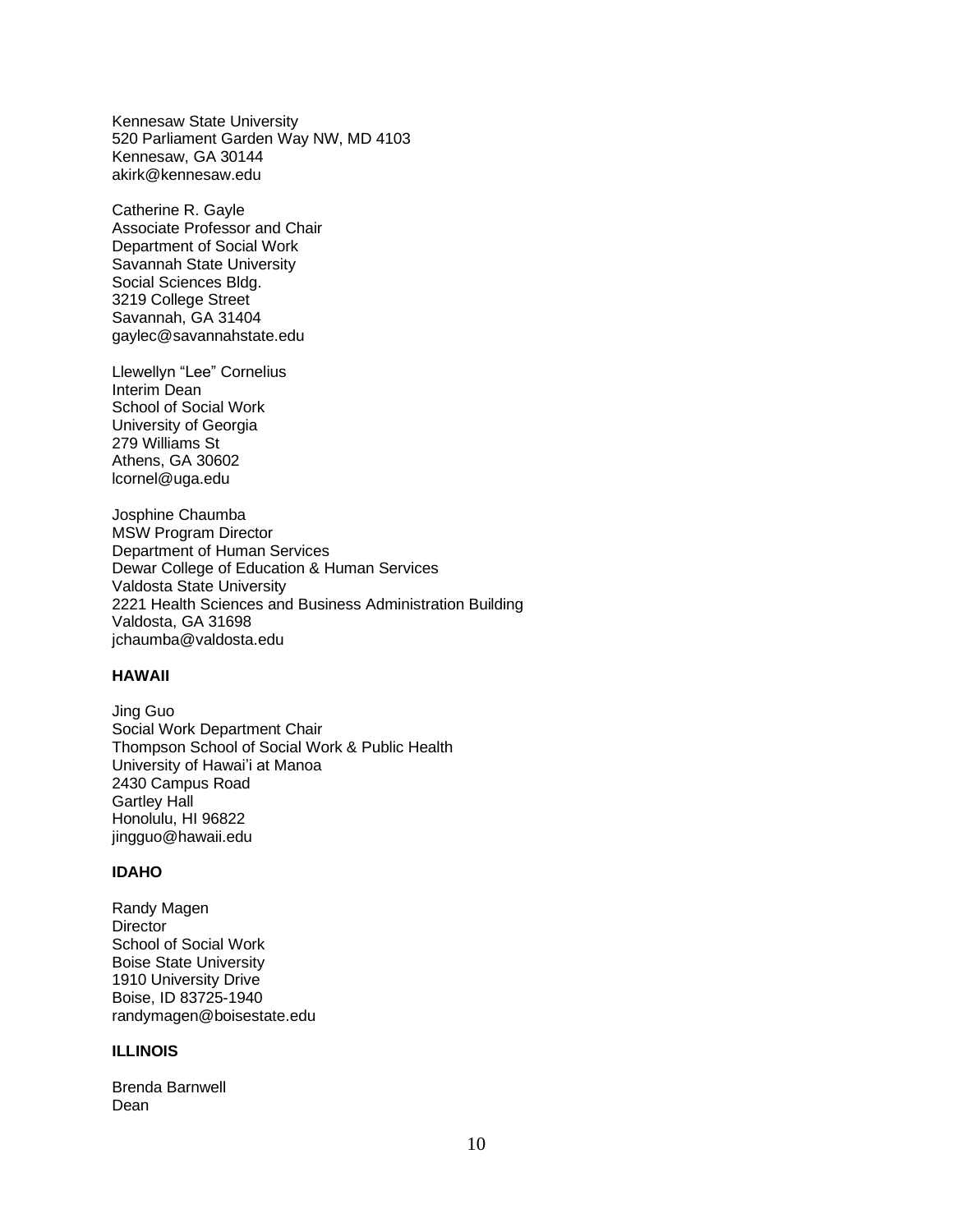Kennesaw State University
520 Parliament Garden Way NW, MD 4103
Kennesaw, GA 30144
akirk@kennesaw.edu

Catherine R. Gayle
Associate Professor and Chair
Department of Social Work
Savannah State University
Social Sciences Bldg.
3219 College Street
Savannah, GA 31404
gaylec@savannahstate.edu

Llewellyn "Lee" Cornelius
Interim Dean
School of Social Work
University of Georgia
279 Williams St
Athens, GA 30602
lcornel@uga.edu

Josphine Chaumba
MSW Program Director
Department of Human Services
Dewar College of Education & Human Services
Valdosta State University
2221 Health Sciences and Business Administration Building
Valdosta, GA 31698
jchaumba@valdosta.edu

**HAWAII**

Jing Guo
Social Work Department Chair
Thompson School of Social Work & Public Health
University of Hawai'i at Manoa
2430 Campus Road
Gartley Hall
Honolulu, HI 96822
jingguo@hawaii.edu

**IDAHO**

Randy Magen
Director
School of Social Work
Boise State University
1910 University Drive
Boise, ID 83725-1940
randymagen@boisestate.edu

**ILLINOIS**

Brenda Barnwell
Dean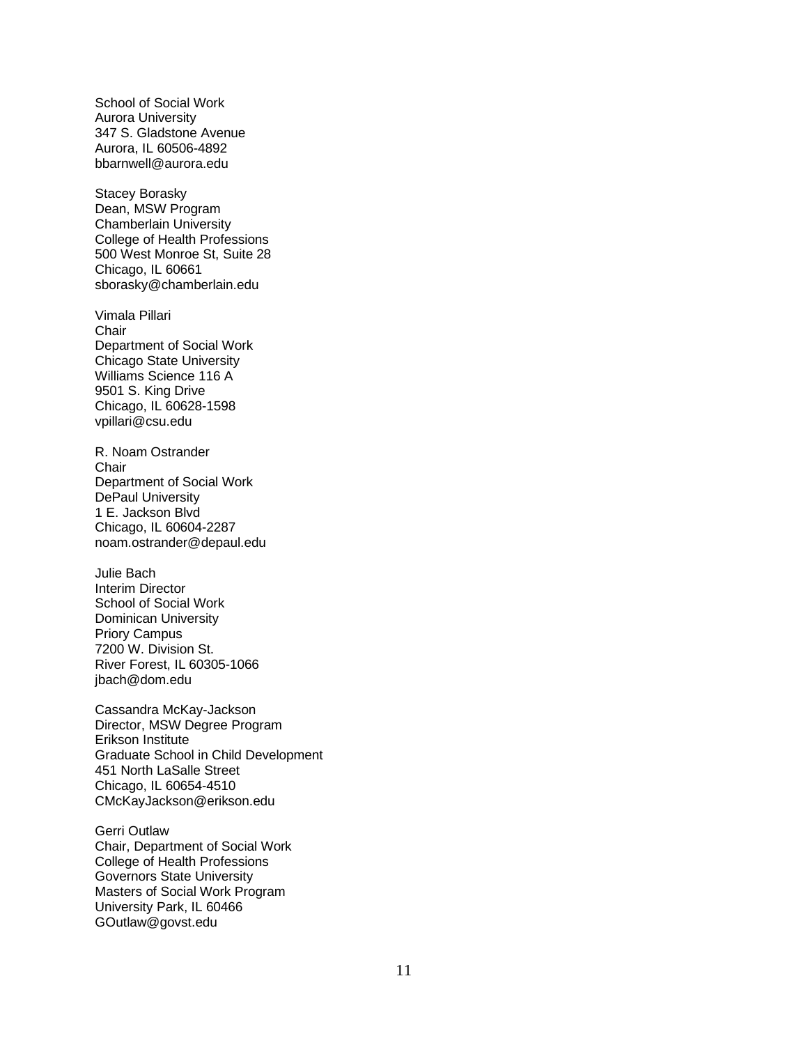School of Social Work
Aurora University
347 S. Gladstone Avenue
Aurora, IL 60506-4892
bbarnwell@aurora.edu

Stacey Borasky
Dean, MSW Program
Chamberlain University
College of Health Professions
500 West Monroe St, Suite 28
Chicago, IL 60661
sborasky@chamberlain.edu

Vimala Pillari
Chair
Department of Social Work
Chicago State University
Williams Science 116 A
9501 S. King Drive
Chicago, IL 60628-1598
vpillari@csu.edu

R. Noam Ostrander
Chair
Department of Social Work
DePaul University
1 E. Jackson Blvd
Chicago, IL 60604-2287
noam.ostrander@depaul.edu

Julie Bach
Interim Director
School of Social Work
Dominican University
Priory Campus
7200 W. Division St.
River Forest, IL 60305-1066
jbach@dom.edu

Cassandra McKay-Jackson
Director, MSW Degree Program
Erikson Institute
Graduate School in Child Development
451 North LaSalle Street
Chicago, IL 60654-4510
CMcKayJackson@erikson.edu

Gerri Outlaw
Chair, Department of Social Work
College of Health Professions
Governors State University
Masters of Social Work Program
University Park, IL 60466
GOutlaw@govst.edu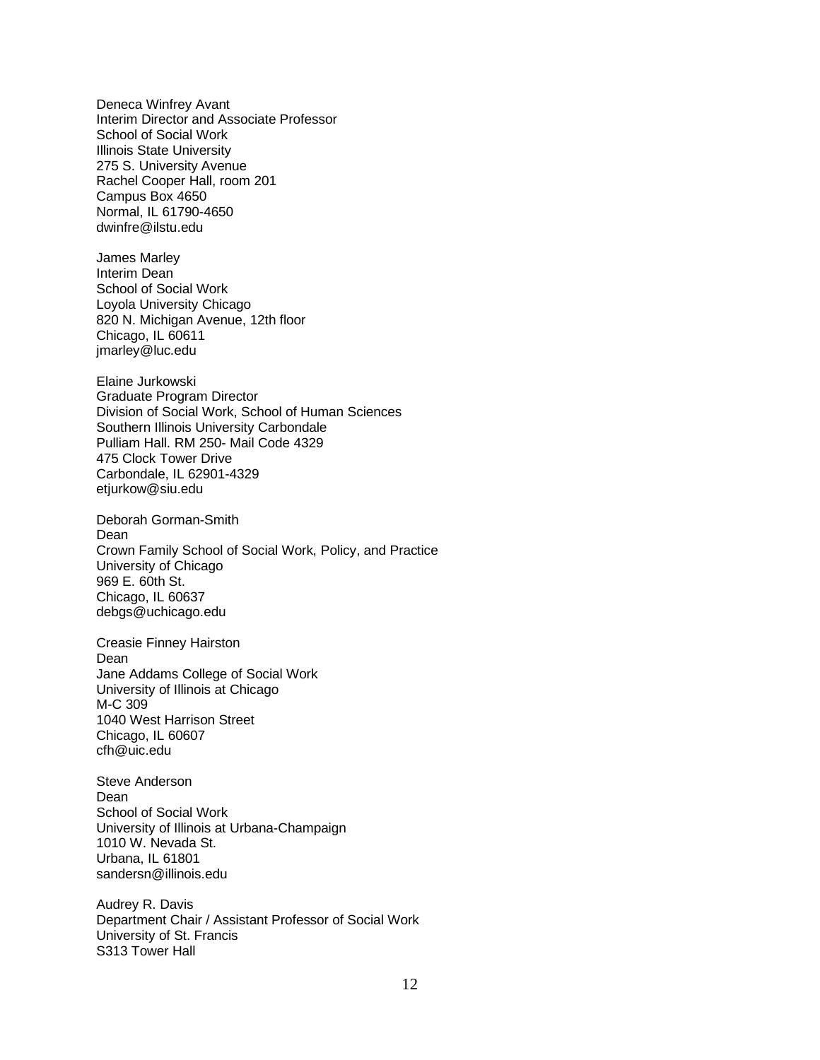Deneca Winfrey Avant  
Interim Director and Associate Professor  
School of Social Work  
Illinois State University  
275 S. University Avenue  
Rachel Cooper Hall, room 201  
Campus Box 4650  
Normal, IL 61790-4650  
dwinfre@ilstu.edu

James Marley  
Interim Dean  
School of Social Work  
Loyola University Chicago  
820 N. Michigan Avenue, 12th floor  
Chicago, IL 60611  
jmarley@luc.edu

Elaine Jurkowski  
Graduate Program Director  
Division of Social Work, School of Human Sciences  
Southern Illinois University Carbondale  
Pulliam Hall. RM 250- Mail Code 4329  
475 Clock Tower Drive  
Carbondale, IL 62901-4329  
etjurkow@siu.edu

Deborah Gorman-Smith  
Dean  
Crown Family School of Social Work, Policy, and Practice  
University of Chicago  
969 E. 60th St.  
Chicago, IL 60637  
debgs@uchicago.edu

Creasie Finney Hairston  
Dean  
Jane Addams College of Social Work  
University of Illinois at Chicago  
M-C 309  
1040 West Harrison Street  
Chicago, IL 60607  
cfh@uic.edu

Steve Anderson  
Dean  
School of Social Work  
University of Illinois at Urbana-Champaign  
1010 W. Nevada St.  
Urbana, IL 61801  
sandersn@illinois.edu

Audrey R. Davis  
Department Chair / Assistant Professor of Social Work  
University of St. Francis  
S313 Tower Hall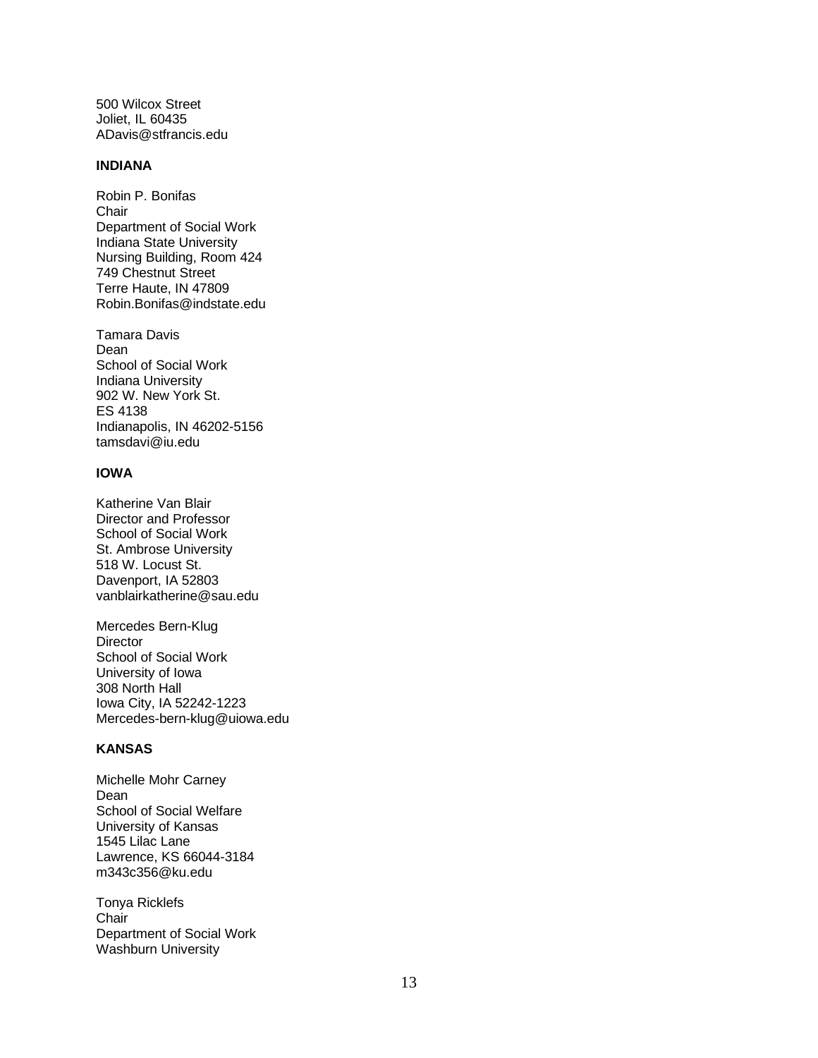500 Wilcox Street
Joliet, IL 60435
ADavis@stfrancis.edu

**INDIANA**

Robin P. Bonifas
Chair
Department of Social Work
Indiana State University
Nursing Building, Room 424
749 Chestnut Street
Terre Haute, IN 47809
Robin.Bonifas@indstate.edu

Tamara Davis
Dean
School of Social Work
Indiana University
902 W. New York St.
ES 4138
Indianapolis, IN 46202-5156
tamsdavi@iu.edu

**IOWA**

Katherine Van Blair
Director and Professor
School of Social Work
St. Ambrose University
518 W. Locust St.
Davenport, IA 52803
vanblairkatherine@sau.edu

Mercedes Bern-Klug
Director
School of Social Work
University of Iowa
308 North Hall
Iowa City, IA 52242-1223
Mercedes-bern-klug@uiowa.edu

**KANSAS**

Michelle Mohr Carney
Dean
School of Social Welfare
University of Kansas
1545 Lilac Lane
Lawrence, KS 66044-3184
m343c356@ku.edu

Tonya Ricklefs
Chair
Department of Social Work
Washburn University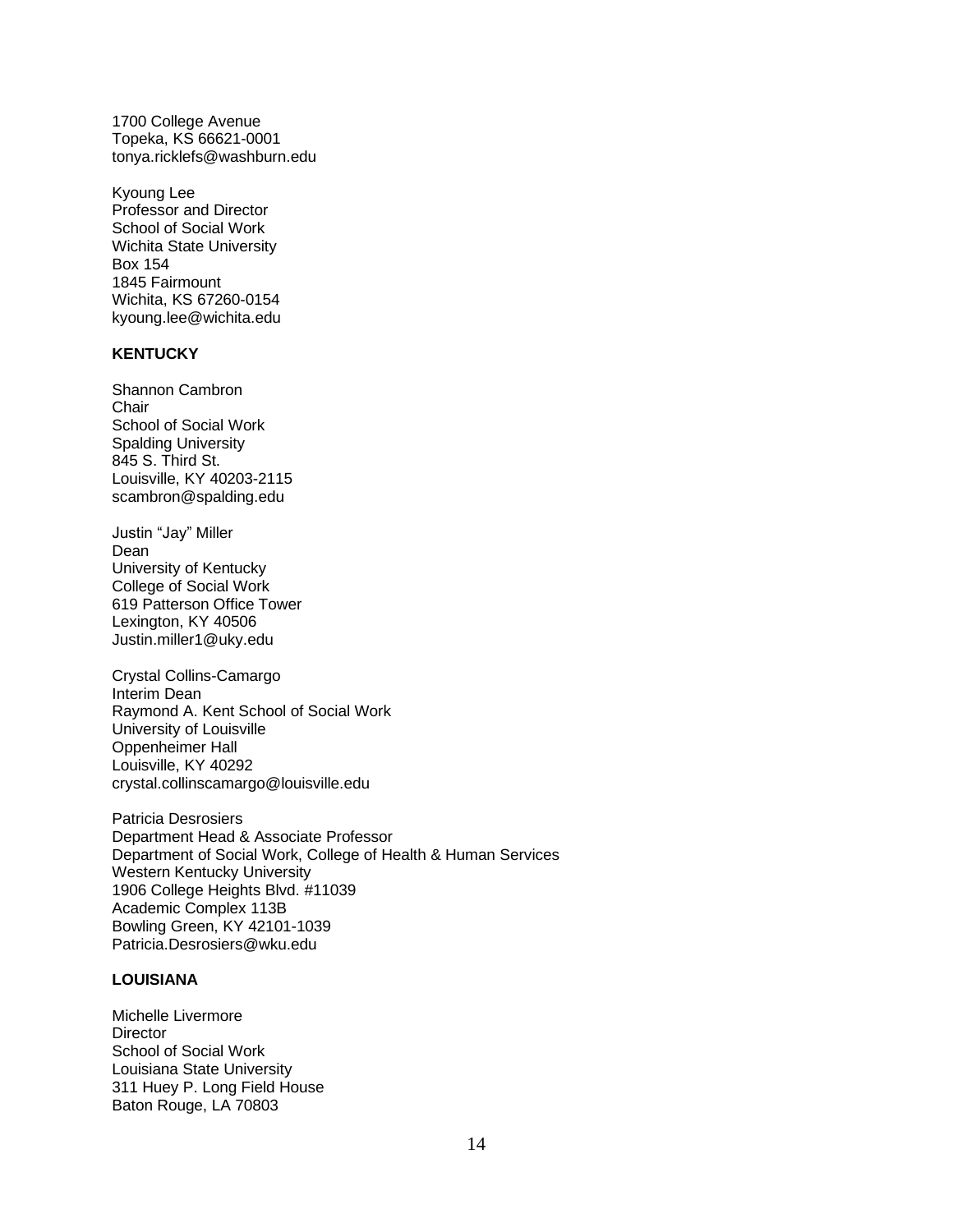1700 College Avenue
Topeka, KS 66621-0001
tonya.ricklefs@washburn.edu

Kyoung Lee
Professor and Director
School of Social Work
Wichita State University
Box 154
1845 Fairmount
Wichita, KS 67260-0154
kyoung.lee@wichita.edu

**KENTUCKY**

Shannon Cambron
Chair
School of Social Work
Spalding University
845 S. Third St.
Louisville, KY 40203-2115
scambron@spalding.edu

Justin "Jay" Miller
Dean
University of Kentucky
College of Social Work
619 Patterson Office Tower
Lexington, KY 40506
Justin.miller1@uky.edu

Crystal Collins-Camargo
Interim Dean
Raymond A. Kent School of Social Work
University of Louisville
Oppenheimer Hall
Louisville, KY 40292
crystal.collinscamargo@louisville.edu

Patricia Desrosiers
Department Head & Associate Professor
Department of Social Work, College of Health & Human Services
Western Kentucky University
1906 College Heights Blvd. #11039
Academic Complex 113B
Bowling Green, KY 42101-1039
Patricia.Desrosiers@wku.edu

**LOUISIANA**

Michelle Livermore
Director
School of Social Work
Louisiana State University
311 Huey P. Long Field House
Baton Rouge, LA 70803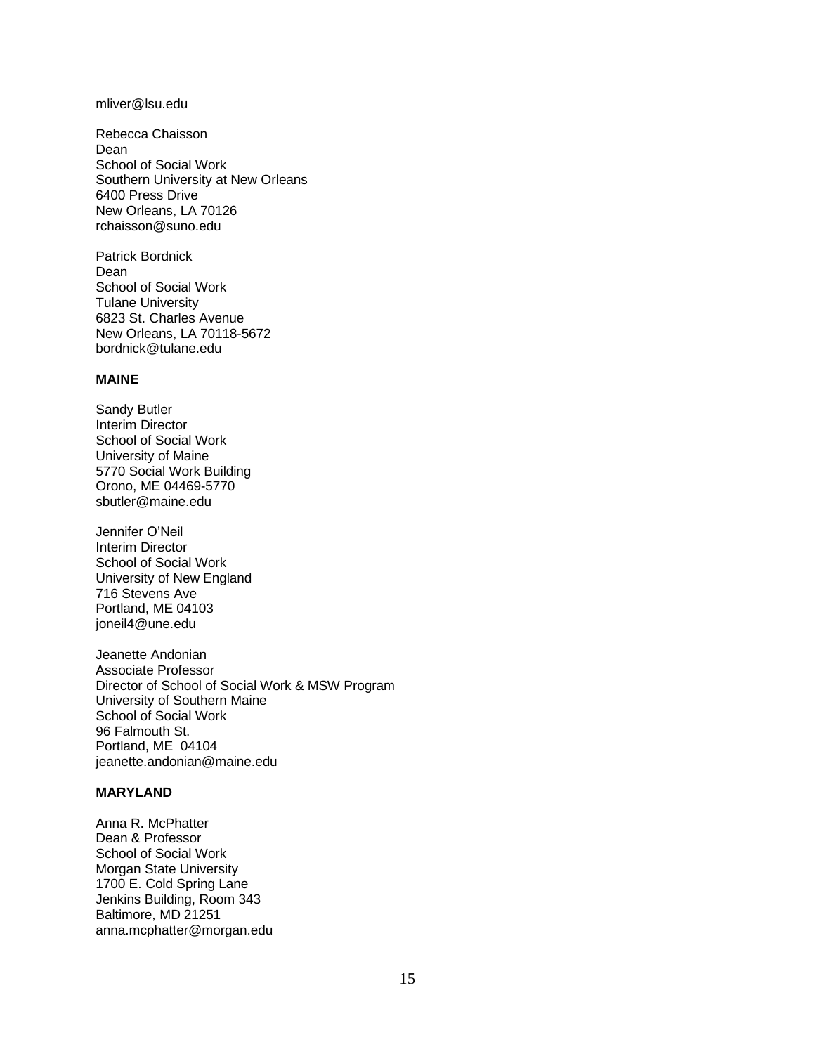mliver@lsu.edu

Rebecca Chaisson
Dean
School of Social Work
Southern University at New Orleans
6400 Press Drive
New Orleans, LA 70126
rchaisson@suno.edu

Patrick Bordnick
Dean
School of Social Work
Tulane University
6823 St. Charles Avenue
New Orleans, LA 70118-5672
bordnick@tulane.edu

**MAINE**

Sandy Butler
Interim Director
School of Social Work
University of Maine
5770 Social Work Building
Orono, ME 04469-5770
sbutler@maine.edu

Jennifer O'Neil
Interim Director
School of Social Work
University of New England
716 Stevens Ave
Portland, ME 04103
joneil4@une.edu

Jeanette Andonian
Associate Professor
Director of School of Social Work & MSW Program
University of Southern Maine
School of Social Work
96 Falmouth St.
Portland, ME 04104
jeanette.andonian@maine.edu

**MARYLAND**

Anna R. McPhatter
Dean & Professor
School of Social Work
Morgan State University
1700 E. Cold Spring Lane
Jenkins Building, Room 343
Baltimore, MD 21251
anna.mcphatter@morgan.edu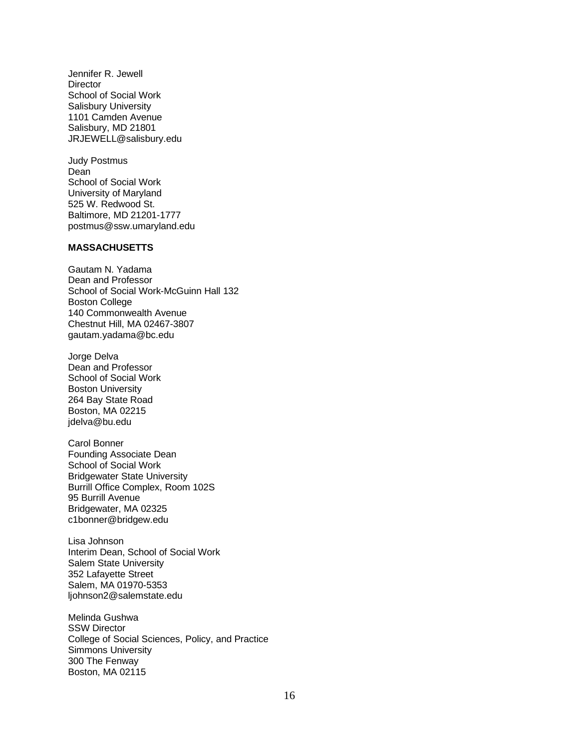Jennifer R. Jewell
Director
School of Social Work
Salisbury University
1101 Camden Avenue
Salisbury, MD 21801
JRJEWELL@salisbury.edu

Judy Postmus
Dean
School of Social Work
University of Maryland
525 W. Redwood St.
Baltimore, MD 21201-1777
postmus@ssw.umaryland.edu

**MASSACHUSETTS**

Gautam N. Yadama
Dean and Professor
School of Social Work-McGuinn Hall 132
Boston College
140 Commonwealth Avenue
Chestnut Hill, MA 02467-3807
gautam.yadama@bc.edu

Jorge Delva
Dean and Professor
School of Social Work
Boston University
264 Bay State Road
Boston, MA 02215
jdelva@bu.edu

Carol Bonner
Founding Associate Dean
School of Social Work
Bridgewater State University
Burrill Office Complex, Room 102S
95 Burrill Avenue
Bridgewater, MA 02325
c1bonner@bridgew.edu

Lisa Johnson
Interim Dean, School of Social Work
Salem State University
352 Lafayette Street
Salem, MA 01970-5353
ljohnson2@salemstate.edu

Melinda Gushwa
SSW Director
College of Social Sciences, Policy, and Practice
Simmons University
300 The Fenway
Boston, MA 02115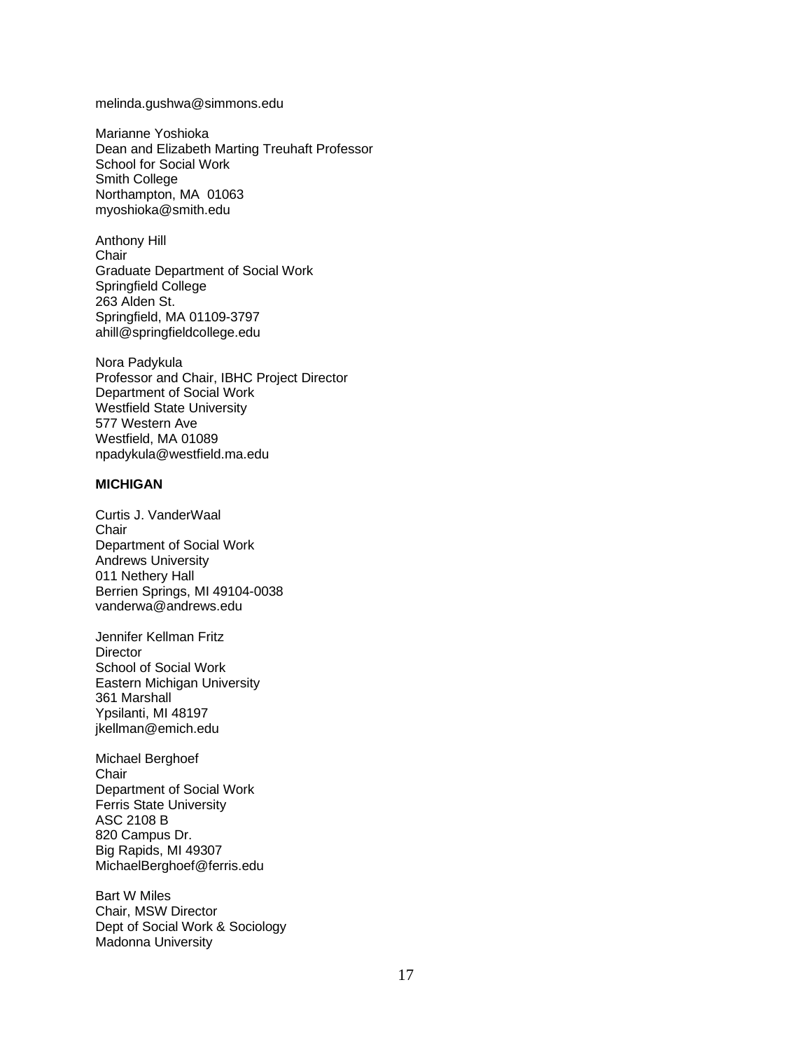melinda.gushwa@simmons.edu

Marianne Yoshioka
Dean and Elizabeth Marting Treuhaft Professor
School for Social Work
Smith College
Northampton, MA 01063
myoshioka@smith.edu

Anthony Hill
Chair
Graduate Department of Social Work
Springfield College
263 Alden St.
Springfield, MA 01109-3797
ahill@springfieldcollege.edu

Nora Padykula
Professor and Chair, IBHC Project Director
Department of Social Work
Westfield State University
577 Western Ave
Westfield, MA 01089
npadykula@westfield.ma.edu

**MICHIGAN**

Curtis J. VanderWaal
Chair
Department of Social Work
Andrews University
011 Nethery Hall
Berrien Springs, MI 49104-0038
vanderwa@andrews.edu

Jennifer Kellman Fritz
Director
School of Social Work
Eastern Michigan University
361 Marshall
Ypsilanti, MI 48197
jkellman@emich.edu

Michael Berghoef
Chair
Department of Social Work
Ferris State University
ASC 2108 B
820 Campus Dr.
Big Rapids, MI 49307
MichaelBerghoef@ferris.edu

Bart W Miles
Chair, MSW Director
Dept of Social Work & Sociology
Madonna University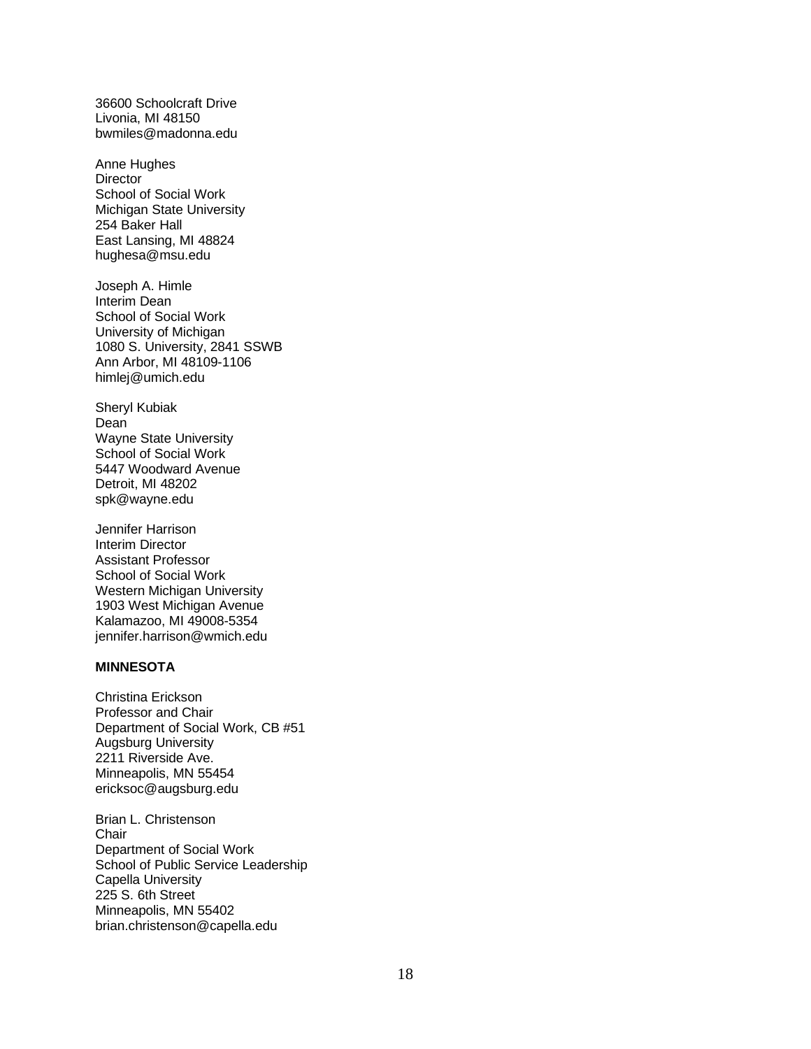36600 Schoolcraft Drive  
Livonia, MI 48150  
bwmiles@madonna.edu

Anne Hughes  
Director  
School of Social Work  
Michigan State University  
254 Baker Hall  
East Lansing, MI 48824  
hughesa@msu.edu

Joseph A. Himle  
Interim Dean  
School of Social Work  
University of Michigan  
1080 S. University, 2841 SSWB  
Ann Arbor, MI 48109-1106  
himlej@umich.edu

Sheryl Kubiak  
Dean  
Wayne State University  
School of Social Work  
5447 Woodward Avenue  
Detroit, MI 48202  
spk@wayne.edu

Jennifer Harrison  
Interim Director  
Assistant Professor  
School of Social Work  
Western Michigan University  
1903 West Michigan Avenue  
Kalamazoo, MI 49008-5354  
jennifer.harrison@wmich.edu

**MINNESOTA**

Christina Erickson  
Professor and Chair  
Department of Social Work, CB #51  
Augsburg University  
2211 Riverside Ave.  
Minneapolis, MN 55454  
ericksoc@augsburg.edu

Brian L. Christenson  
Chair  
Department of Social Work  
School of Public Service Leadership  
Capella University  
225 S. 6th Street  
Minneapolis, MN 55402  
brian.christenson@capella.edu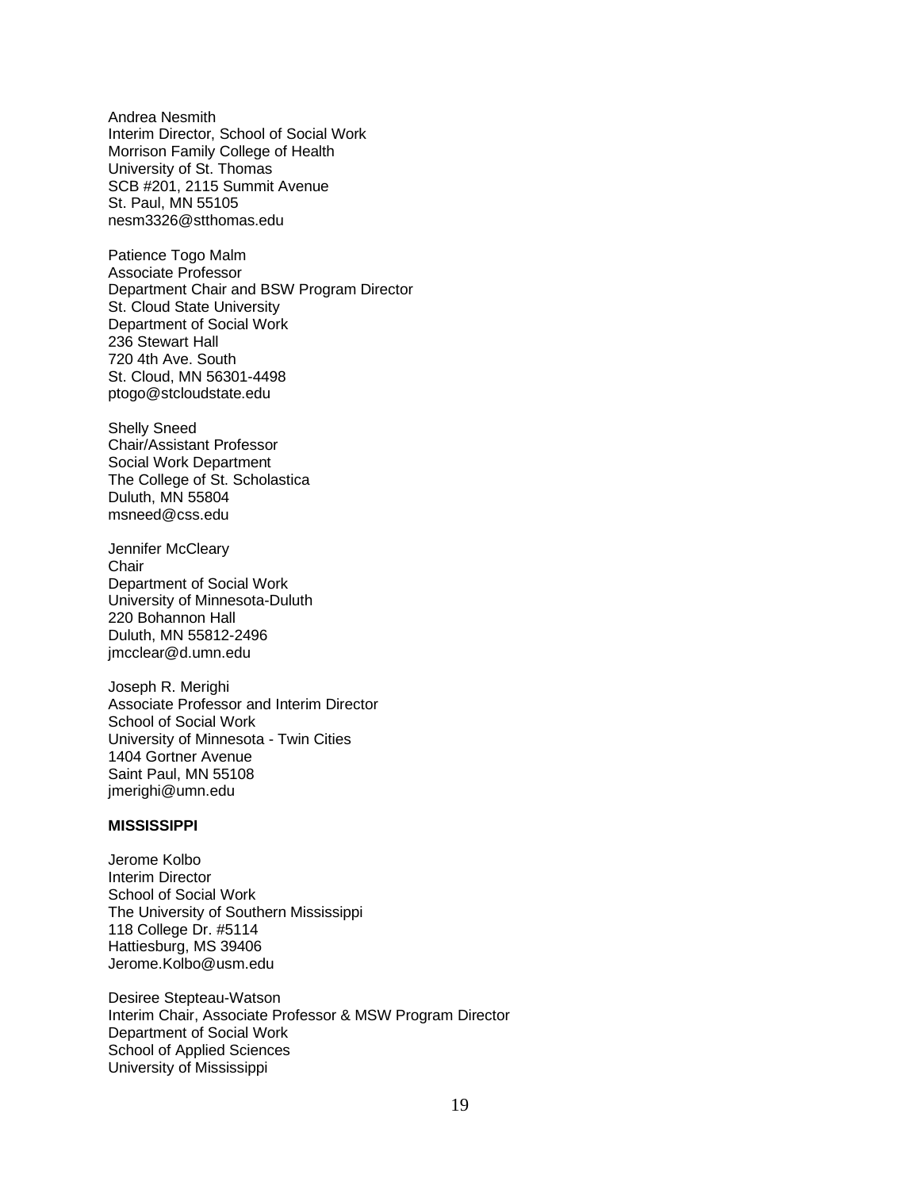Andrea Nesmith
Interim Director, School of Social Work
Morrison Family College of Health
University of St. Thomas
SCB #201, 2115 Summit Avenue
St. Paul, MN 55105
nesm3326@stthomas.edu

Patience Togo Malm
Associate Professor
Department Chair and BSW Program Director
St. Cloud State University
Department of Social Work
236 Stewart Hall
720 4th Ave. South
St. Cloud, MN 56301-4498
ptogo@stcloudstate.edu

Shelly Sneed
Chair/Assistant Professor
Social Work Department
The College of St. Scholastica
Duluth, MN 55804
msneed@css.edu

Jennifer McCleary
Chair
Department of Social Work
University of Minnesota-Duluth
220 Bohannon Hall
Duluth, MN 55812-2496
jmcclear@d.umn.edu

Joseph R. Merighi
Associate Professor and Interim Director
School of Social Work
University of Minnesota - Twin Cities
1404 Gortner Avenue
Saint Paul, MN 55108
jmerighi@umn.edu

**MISSISSIPPI**

Jerome Kolbo
Interim Director
School of Social Work
The University of Southern Mississippi
118 College Dr. #5114
Hattiesburg, MS 39406
Jerome.Kolbo@usm.edu

Desiree Stepteau-Watson
Interim Chair, Associate Professor & MSW Program Director
Department of Social Work
School of Applied Sciences
University of Mississippi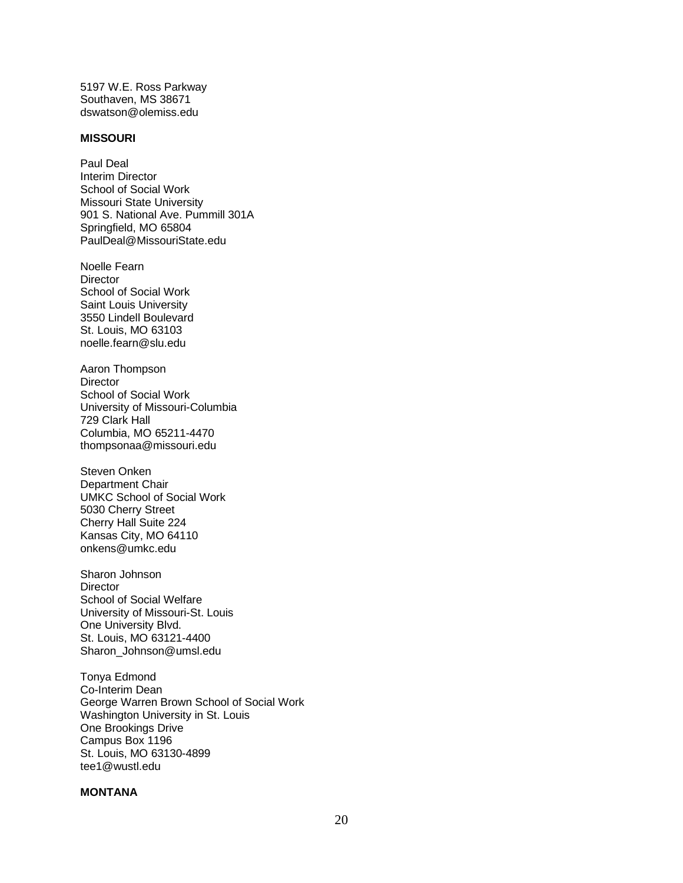5197 W.E. Ross Parkway
Southaven, MS 38671
dswatson@olemiss.edu

**MISSOURI**

Paul Deal
Interim Director
School of Social Work
Missouri State University
901 S. National Ave. Pummill 301A
Springfield, MO 65804
PaulDeal@MissouriState.edu

Noelle Fearn
Director
School of Social Work
Saint Louis University
3550 Lindell Boulevard
St. Louis, MO 63103
noelle.fearn@slu.edu

Aaron Thompson
Director
School of Social Work
University of Missouri-Columbia
729 Clark Hall
Columbia, MO 65211-4470
thompsonaa@missouri.edu

Steven Onken
Department Chair
UMKC School of Social Work
5030 Cherry Street
Cherry Hall Suite 224
Kansas City, MO 64110
onkens@umkc.edu

Sharon Johnson
Director
School of Social Welfare
University of Missouri-St. Louis
One University Blvd.
St. Louis, MO 63121-4400
Sharon_Johnson@umsl.edu

Tonya Edmond
Co-Interim Dean
George Warren Brown School of Social Work
Washington University in St. Louis
One Brookings Drive
Campus Box 1196
St. Louis, MO 63130-4899
tee1@wustl.edu

**MONTANA**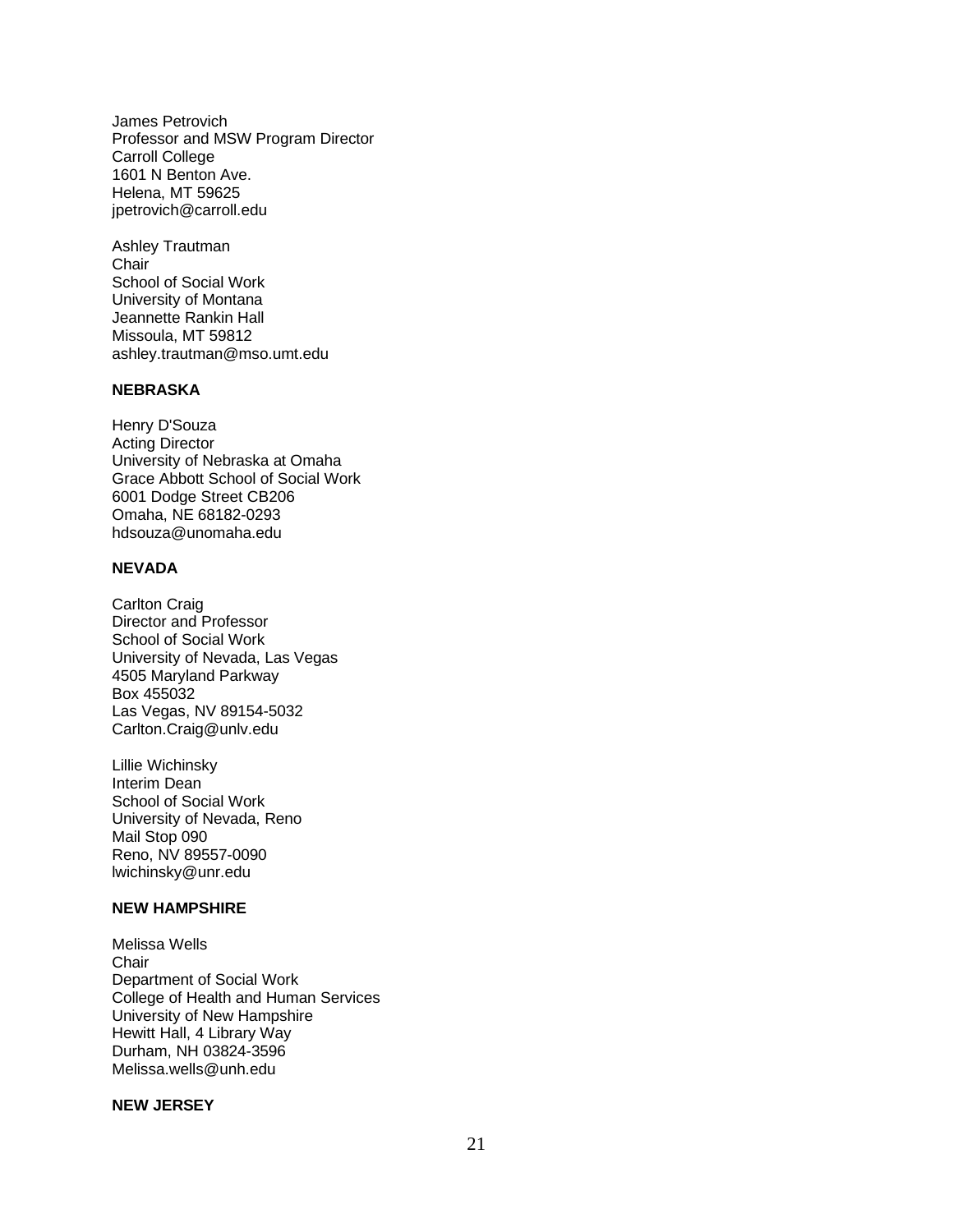James Petrovich
Professor and MSW Program Director
Carroll College
1601 N Benton Ave.
Helena, MT 59625
jpetrovich@carroll.edu

Ashley Trautman
Chair
School of Social Work
University of Montana
Jeannette Rankin Hall
Missoula, MT 59812
ashley.trautman@mso.umt.edu

**NEBRASKA**

Henry D'Souza
Acting Director
University of Nebraska at Omaha
Grace Abbott School of Social Work
6001 Dodge Street CB206
Omaha, NE 68182-0293
hdsouza@unomaha.edu

**NEVADA**

Carlton Craig
Director and Professor
School of Social Work
University of Nevada, Las Vegas
4505 Maryland Parkway
Box 455032
Las Vegas, NV 89154-5032
Carlton.Craig@unlv.edu

Lillie Wichinsky
Interim Dean
School of Social Work
University of Nevada, Reno
Mail Stop 090
Reno, NV 89557-0090
lwichinsky@unr.edu

**NEW HAMPSHIRE**

Melissa Wells
Chair
Department of Social Work
College of Health and Human Services
University of New Hampshire
Hewitt Hall, 4 Library Way
Durham, NH 03824-3596
Melissa.wells@unh.edu

**NEW JERSEY**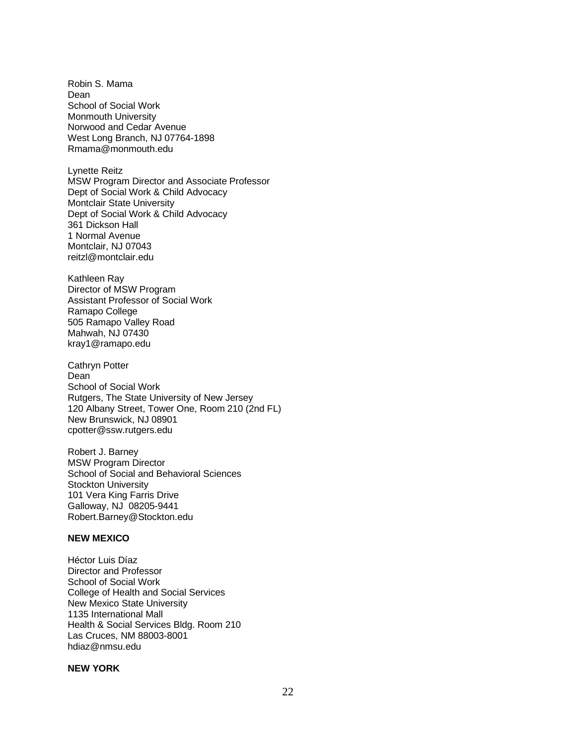Robin S. Mama
Dean
School of Social Work
Monmouth University
Norwood and Cedar Avenue
West Long Branch, NJ 07764-1898
Rmama@monmouth.edu

Lynette Reitz
MSW Program Director and Associate Professor
Dept of Social Work & Child Advocacy
Montclair State University
Dept of Social Work & Child Advocacy
361 Dickson Hall
1 Normal Avenue
Montclair, NJ 07043
reitzl@montclair.edu

Kathleen Ray
Director of MSW Program
Assistant Professor of Social Work
Ramapo College
505 Ramapo Valley Road
Mahwah, NJ 07430
kray1@ramapo.edu

Cathryn Potter
Dean
School of Social Work
Rutgers, The State University of New Jersey
120 Albany Street, Tower One, Room 210 (2nd FL)
New Brunswick, NJ 08901
cpotter@ssw.rutgers.edu

Robert J. Barney
MSW Program Director
School of Social and Behavioral Sciences
Stockton University
101 Vera King Farris Drive
Galloway, NJ 08205-9441
Robert.Barney@Stockton.edu

**NEW MEXICO**

Héctor Luis Díaz
Director and Professor
School of Social Work
College of Health and Social Services
New Mexico State University
1135 International Mall
Health & Social Services Bldg. Room 210
Las Cruces, NM 88003-8001
hdiaz@nmsu.edu

**NEW YORK**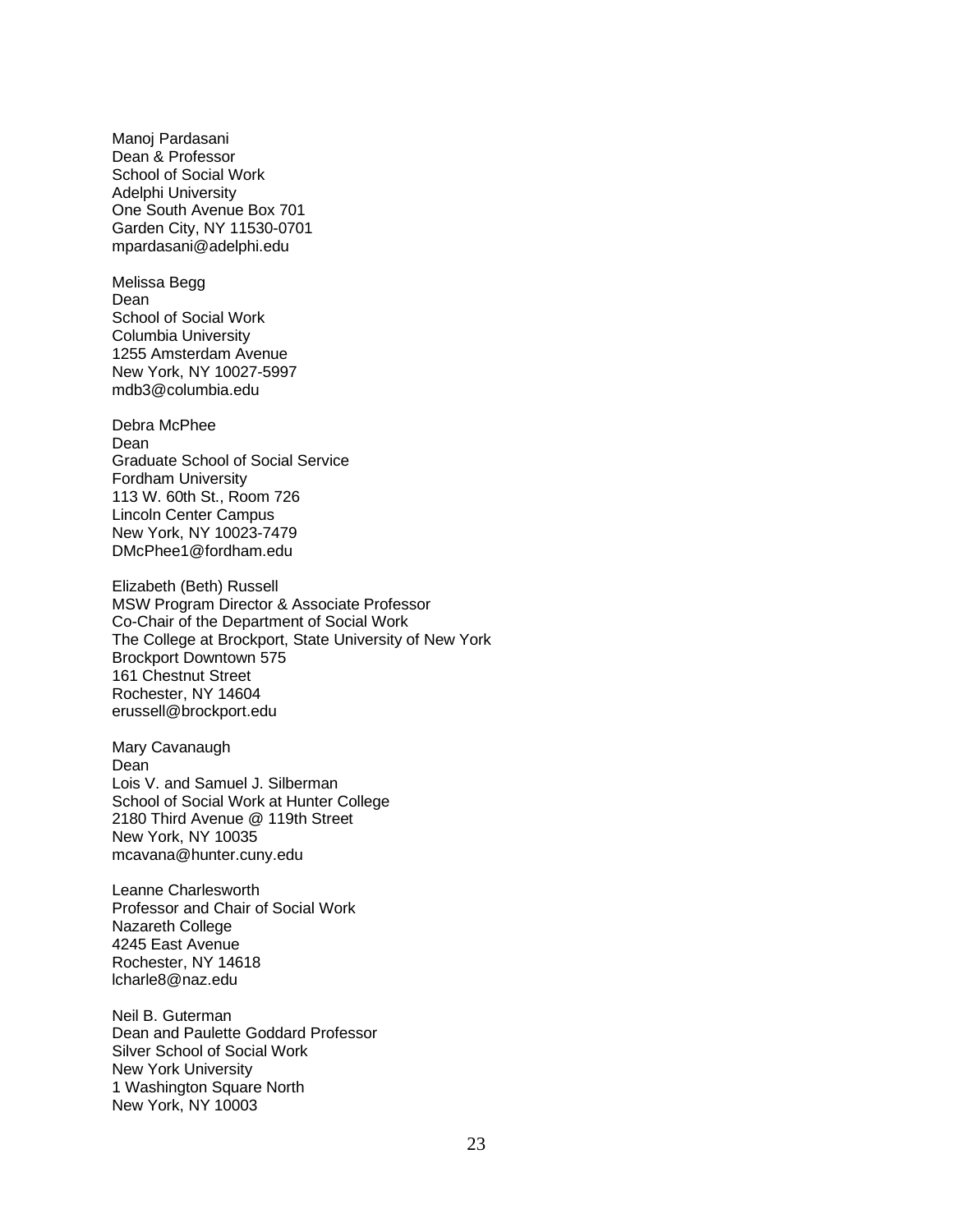Manoj Pardasani
Dean & Professor
School of Social Work
Adelphi University
One South Avenue Box 701
Garden City, NY 11530-0701
mpardasani@adelphi.edu

Melissa Begg
Dean
School of Social Work
Columbia University
1255 Amsterdam Avenue
New York, NY 10027-5997
mdb3@columbia.edu

Debra McPhee
Dean
Graduate School of Social Service
Fordham University
113 W. 60th St., Room 726
Lincoln Center Campus
New York, NY 10023-7479
DMcPhee1@fordham.edu

Elizabeth (Beth) Russell
MSW Program Director & Associate Professor
Co-Chair of the Department of Social Work
The College at Brockport, State University of New York
Brockport Downtown 575
161 Chestnut Street
Rochester, NY 14604
erussell@brockport.edu

Mary Cavanaugh
Dean
Lois V. and Samuel J. Silberman
School of Social Work at Hunter College
2180 Third Avenue @ 119th Street
New York, NY 10035
mcavana@hunter.cuny.edu

Leanne Charlesworth
Professor and Chair of Social Work
Nazareth College
4245 East Avenue
Rochester, NY 14618
lcharle8@naz.edu

Neil B. Guterman
Dean and Paulette Goddard Professor
Silver School of Social Work
New York University
1 Washington Square North
New York, NY 10003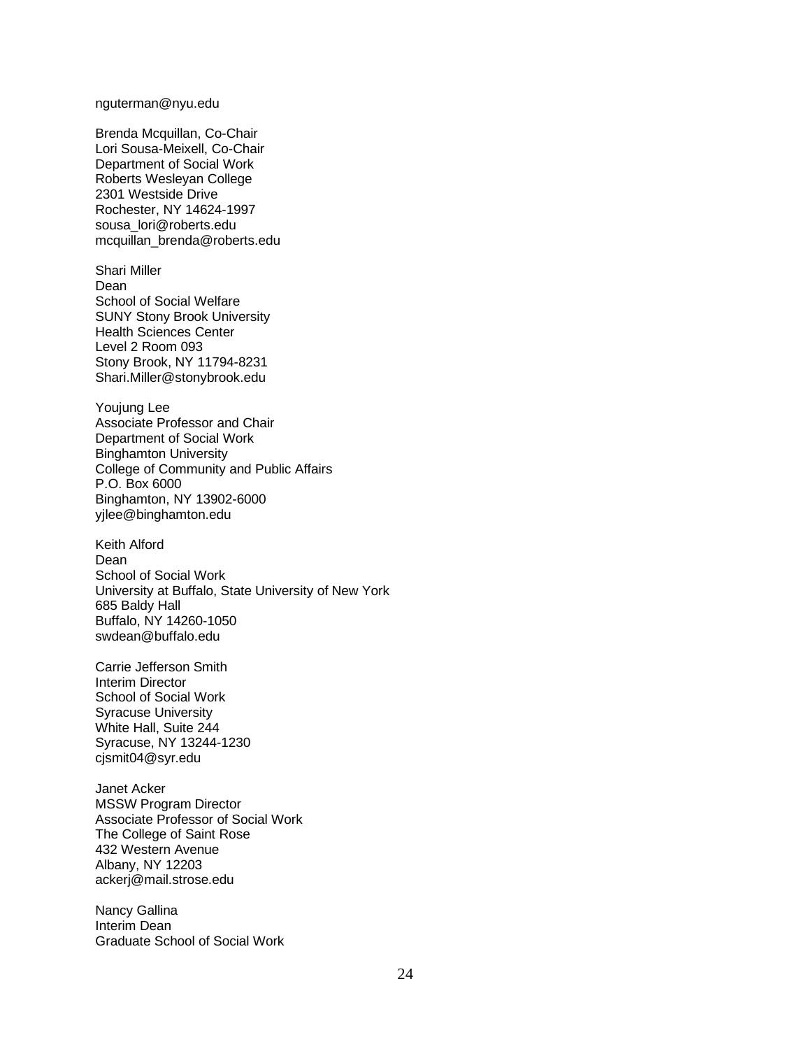nguterman@nyu.edu

Brenda Mcquillan, Co-Chair
Lori Sousa-Meixell, Co-Chair
Department of Social Work
Roberts Wesleyan College
2301 Westside Drive
Rochester, NY 14624-1997
sousa_lori@roberts.edu
mcquillan_brenda@roberts.edu

Shari Miller
Dean
School of Social Welfare
SUNY Stony Brook University
Health Sciences Center
Level 2 Room 093
Stony Brook, NY 11794-8231
Shari.Miller@stonybrook.edu

Youjung Lee
Associate Professor and Chair
Department of Social Work
Binghamton University
College of Community and Public Affairs
P.O. Box 6000
Binghamton, NY 13902-6000
yjlee@binghamton.edu

Keith Alford
Dean
School of Social Work
University at Buffalo, State University of New York
685 Baldy Hall
Buffalo, NY 14260-1050
swdean@buffalo.edu

Carrie Jefferson Smith
Interim Director
School of Social Work
Syracuse University
White Hall, Suite 244
Syracuse, NY 13244-1230
cjsmit04@syr.edu

Janet Acker
MSSW Program Director
Associate Professor of Social Work
The College of Saint Rose
432 Western Avenue
Albany, NY 12203
ackerj@mail.strose.edu

Nancy Gallina
Interim Dean
Graduate School of Social Work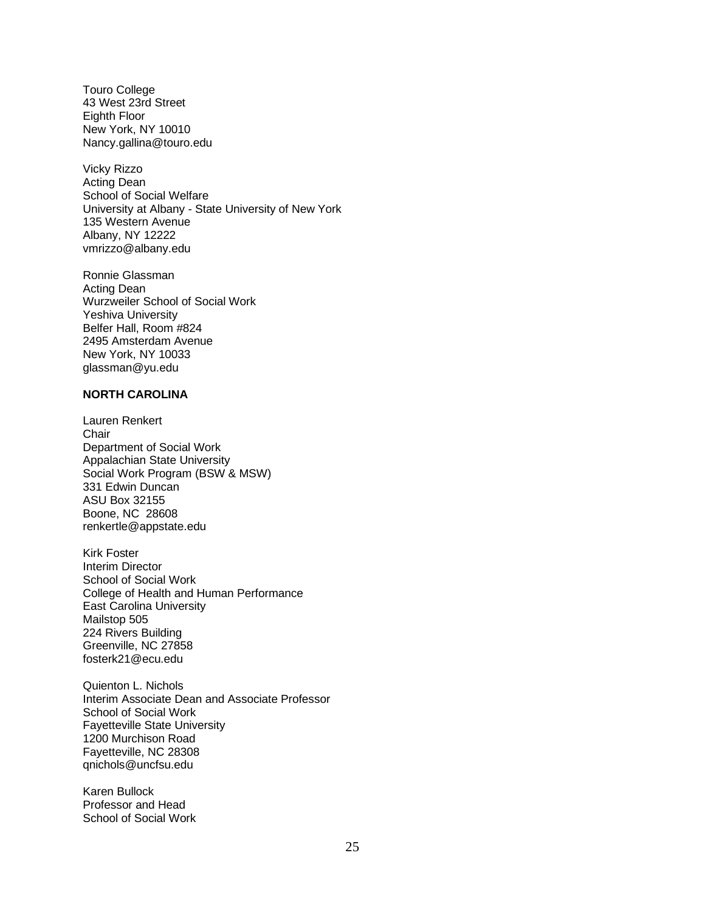Touro College
43 West 23rd Street
Eighth Floor
New York, NY 10010
Nancy.gallina@touro.edu

Vicky Rizzo
Acting Dean
School of Social Welfare
University at Albany - State University of New York
135 Western Avenue
Albany, NY 12222
vmrizzo@albany.edu

Ronnie Glassman
Acting Dean
Wurzweiler School of Social Work
Yeshiva University
Belfer Hall, Room #824
2495 Amsterdam Avenue
New York, NY 10033
glassman@yu.edu

**NORTH CAROLINA**

Lauren Renkert
Chair
Department of Social Work
Appalachian State University
Social Work Program (BSW & MSW)
331 Edwin Duncan
ASU Box 32155
Boone, NC 28608
renkertle@appstate.edu

Kirk Foster
Interim Director
School of Social Work
College of Health and Human Performance
East Carolina University
Mailstop 505
224 Rivers Building
Greenville, NC 27858
fosterk21@ecu.edu

Quienton L. Nichols
Interim Associate Dean and Associate Professor
School of Social Work
Fayetteville State University
1200 Murchison Road
Fayetteville, NC 28308
qnichols@uncfsu.edu

Karen Bullock
Professor and Head
School of Social Work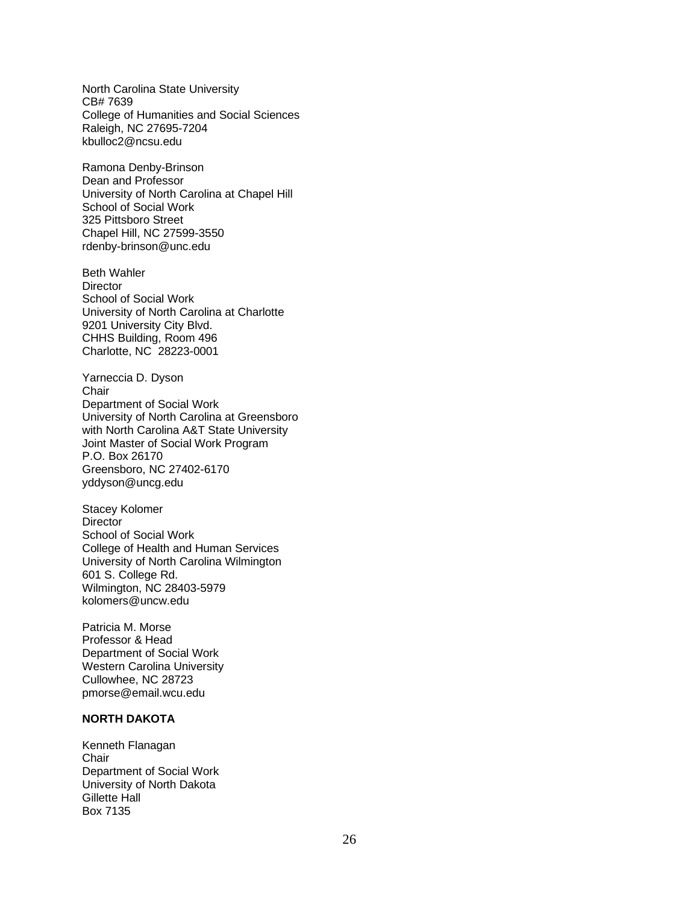North Carolina State University
CB# 7639
College of Humanities and Social Sciences
Raleigh, NC 27695-7204
kbulloc2@ncsu.edu

Ramona Denby-Brinson
Dean and Professor
University of North Carolina at Chapel Hill
School of Social Work
325 Pittsboro Street
Chapel Hill, NC 27599-3550
rdenby-brinson@unc.edu

Beth Wahler
Director
School of Social Work
University of North Carolina at Charlotte
9201 University City Blvd.
CHHS Building, Room 496
Charlotte, NC 28223-0001

Yarneccia D. Dyson
Chair
Department of Social Work
University of North Carolina at Greensboro
with North Carolina A&T State University
Joint Master of Social Work Program
P.O. Box 26170
Greensboro, NC 27402-6170
yddyson@uncg.edu

Stacey Kolomer
Director
School of Social Work
College of Health and Human Services
University of North Carolina Wilmington
601 S. College Rd.
Wilmington, NC 28403-5979
kolomers@uncw.edu

Patricia M. Morse
Professor & Head
Department of Social Work
Western Carolina University
Cullowhee, NC 28723
pmorse@email.wcu.edu

**NORTH DAKOTA**

Kenneth Flanagan
Chair
Department of Social Work
University of North Dakota
Gillette Hall
Box 7135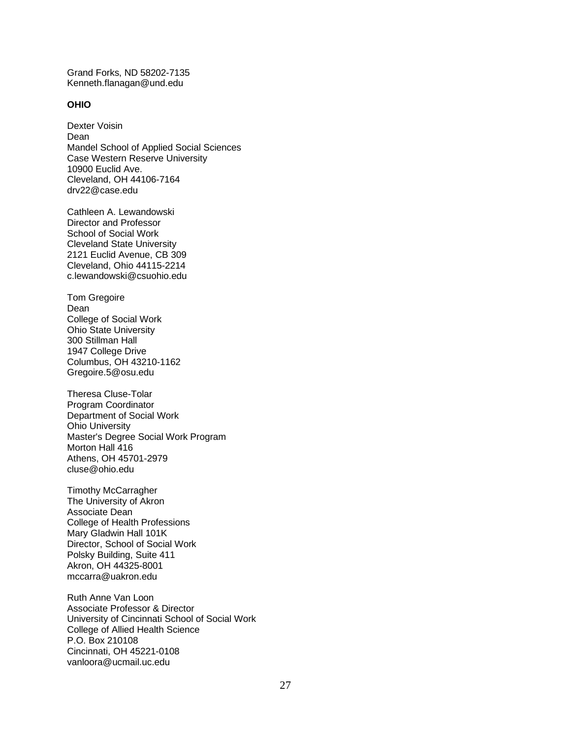Grand Forks, ND 58202-7135
Kenneth.flanagan@und.edu

**OHIO**

Dexter Voisin
Dean
Mandel School of Applied Social Sciences
Case Western Reserve University
10900 Euclid Ave.
Cleveland, OH 44106-7164
drv22@case.edu

Cathleen A. Lewandowski
Director and Professor
School of Social Work
Cleveland State University
2121 Euclid Avenue, CB 309
Cleveland, Ohio 44115-2214
c.lewandowski@csuohio.edu

Tom Gregoire
Dean
College of Social Work
Ohio State University
300 Stillman Hall
1947 College Drive
Columbus, OH 43210-1162
Gregoire.5@osu.edu

Theresa Cluse-Tolar
Program Coordinator
Department of Social Work
Ohio University
Master's Degree Social Work Program
Morton Hall 416
Athens, OH 45701-2979
cluse@ohio.edu

Timothy McCarragher
The University of Akron
Associate Dean
College of Health Professions
Mary Gladwin Hall 101K
Director, School of Social Work
Polsky Building, Suite 411
Akron, OH 44325-8001
mccarra@uakron.edu

Ruth Anne Van Loon
Associate Professor & Director
University of Cincinnati School of Social Work
College of Allied Health Science
P.O. Box 210108
Cincinnati, OH 45221-0108
vanloora@ucmail.uc.edu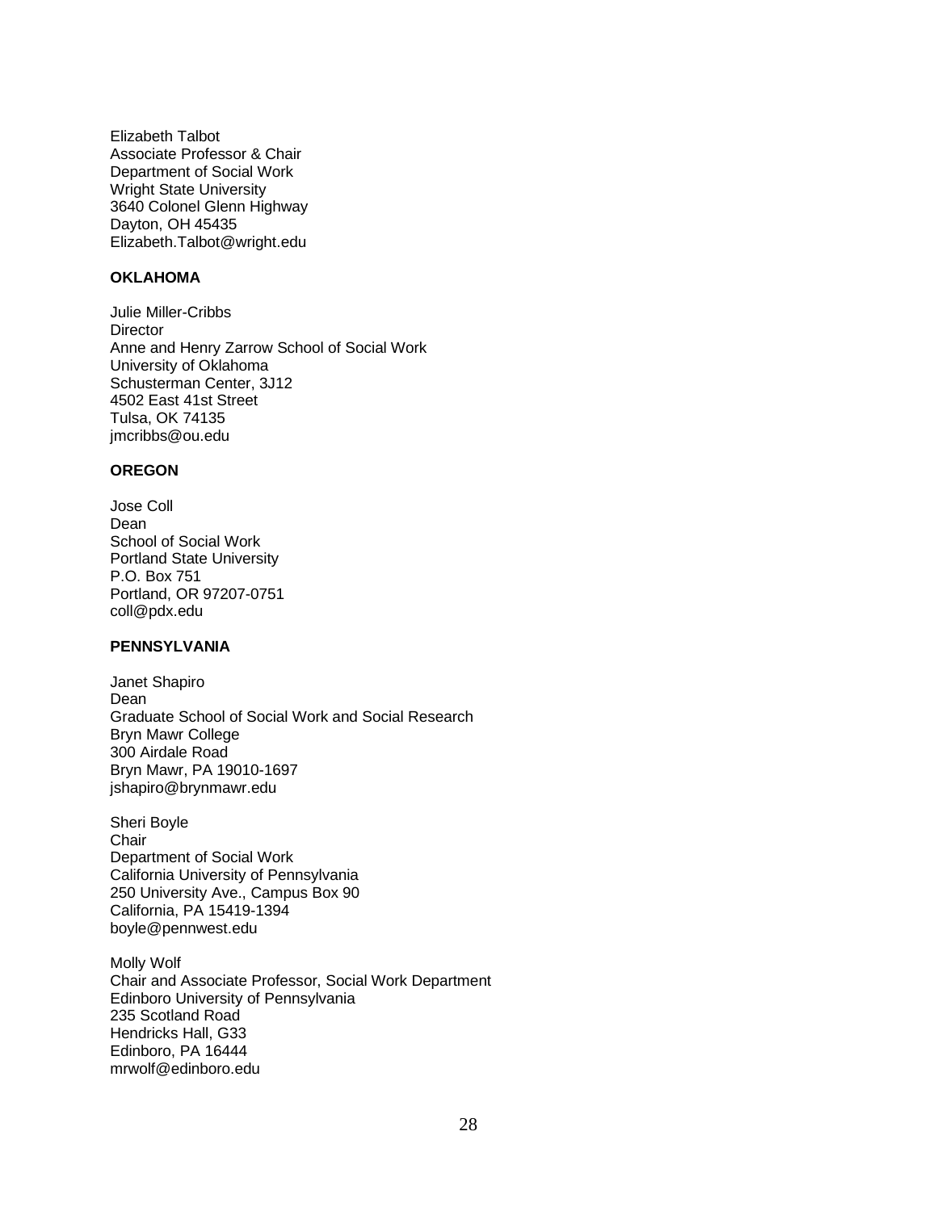Elizabeth Talbot
Associate Professor & Chair
Department of Social Work
Wright State University
3640 Colonel Glenn Highway
Dayton, OH 45435
Elizabeth.Talbot@wright.edu

**OKLAHOMA**

Julie Miller-Cribbs
Director
Anne and Henry Zarrow School of Social Work
University of Oklahoma
Schusterman Center, 3J12
4502 East 41st Street
Tulsa, OK 74135
jmcribbs@ou.edu

**OREGON**

Jose Coll
Dean
School of Social Work
Portland State University
P.O. Box 751
Portland, OR 97207-0751
coll@pdx.edu

**PENNSYLVANIA**

Janet Shapiro
Dean
Graduate School of Social Work and Social Research
Bryn Mawr College
300 Airdale Road
Bryn Mawr, PA 19010-1697
jshapiro@brynmawr.edu

Sheri Boyle
Chair
Department of Social Work
California University of Pennsylvania
250 University Ave., Campus Box 90
California, PA 15419-1394
boyle@pennwest.edu

Molly Wolf
Chair and Associate Professor, Social Work Department
Edinboro University of Pennsylvania
235 Scotland Road
Hendricks Hall, G33
Edinboro, PA 16444
mrwolf@edinboro.edu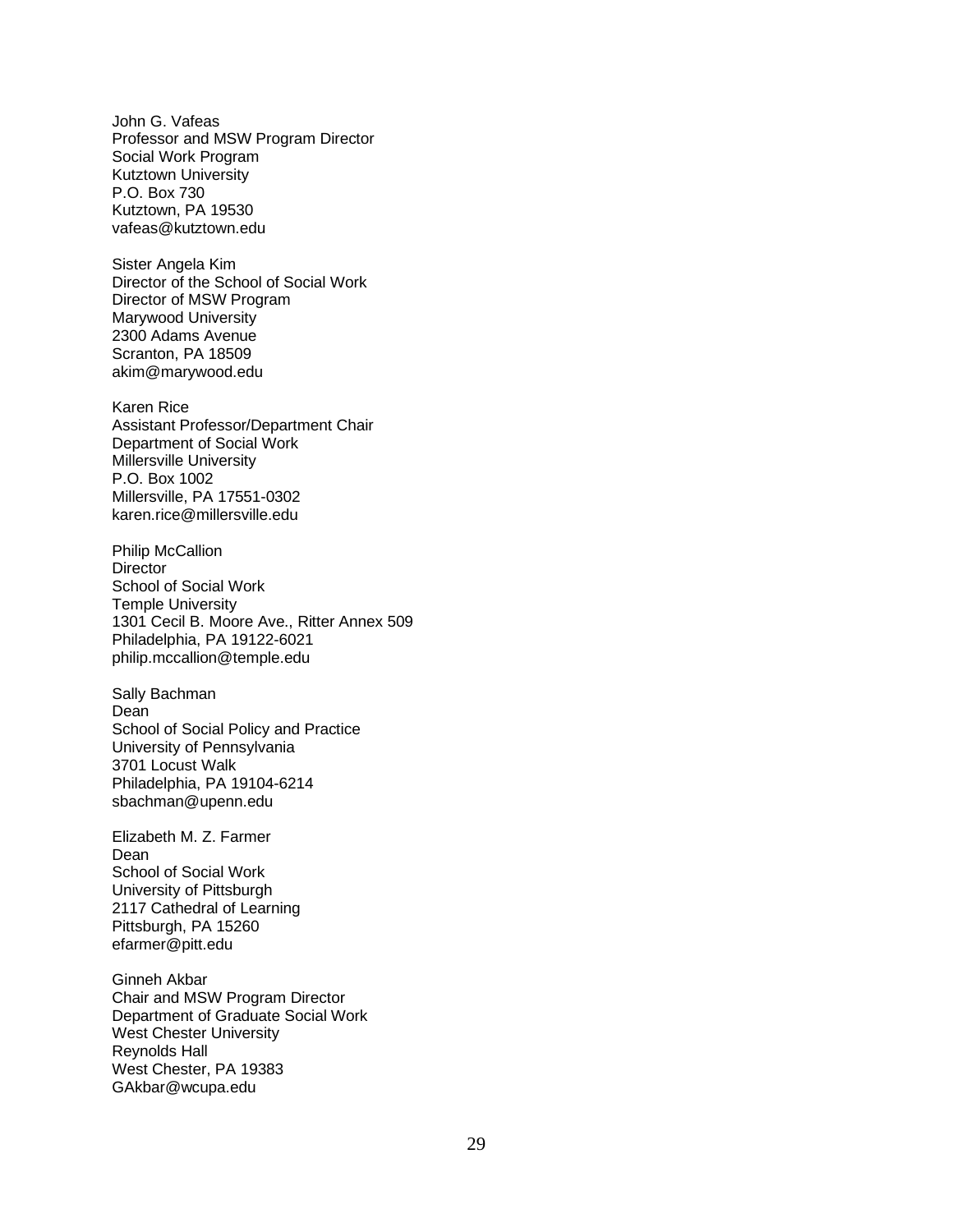John G. Vafeas
Professor and MSW Program Director
Social Work Program
Kutztown University
P.O. Box 730
Kutztown, PA 19530
vafeas@kutztown.edu

Sister Angela Kim
Director of the School of Social Work
Director of MSW Program
Marywood University
2300 Adams Avenue
Scranton, PA 18509
akim@marywood.edu

Karen Rice
Assistant Professor/Department Chair
Department of Social Work
Millersville University
P.O. Box 1002
Millersville, PA 17551-0302
karen.rice@millersville.edu

Philip McCallion
Director
School of Social Work
Temple University
1301 Cecil B. Moore Ave., Ritter Annex 509
Philadelphia, PA 19122-6021
philip.mccallion@temple.edu

Sally Bachman
Dean
School of Social Policy and Practice
University of Pennsylvania
3701 Locust Walk
Philadelphia, PA 19104-6214
sbachman@upenn.edu

Elizabeth M. Z. Farmer
Dean
School of Social Work
University of Pittsburgh
2117 Cathedral of Learning
Pittsburgh, PA 15260
efarmer@pitt.edu

Ginneh Akbar
Chair and MSW Program Director
Department of Graduate Social Work
West Chester University
Reynolds Hall
West Chester, PA 19383
GAkbar@wcupa.edu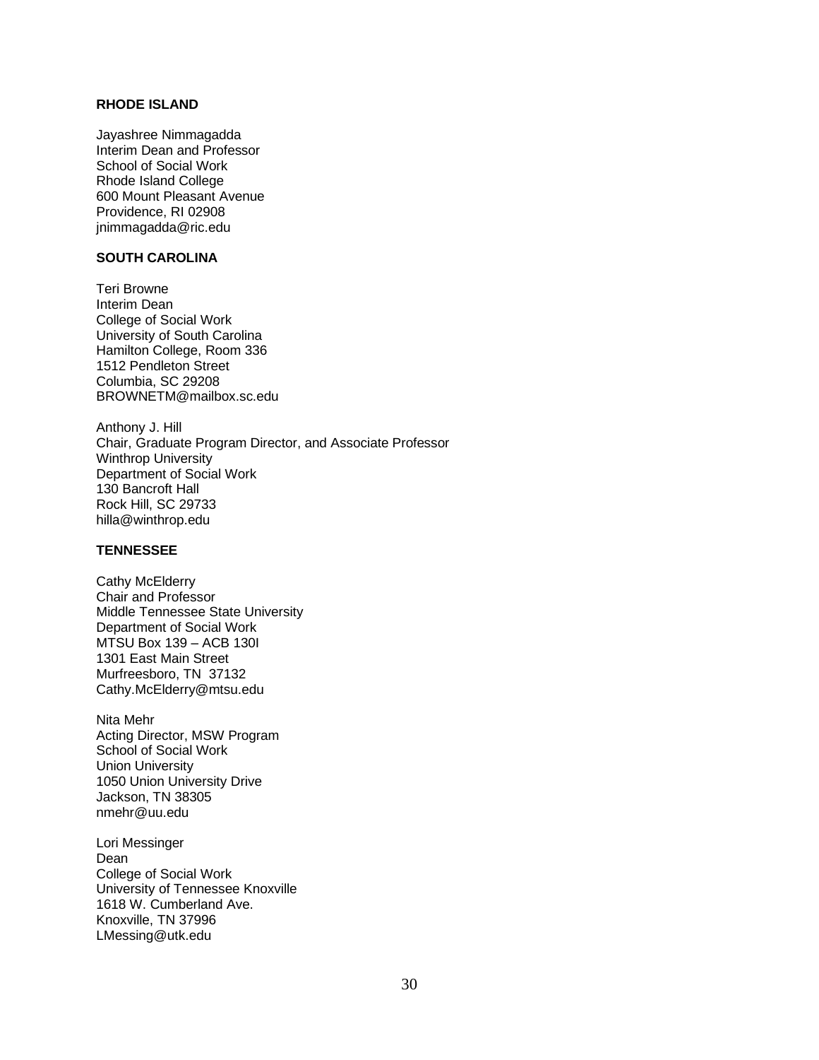**RHODE ISLAND**

Jayashree Nimmagadda
Interim Dean and Professor
School of Social Work
Rhode Island College
600 Mount Pleasant Avenue
Providence, RI 02908
jnimmagadda@ric.edu

**SOUTH CAROLINA**

Teri Browne
Interim Dean
College of Social Work
University of South Carolina
Hamilton College, Room 336
1512 Pendleton Street
Columbia, SC 29208
BROWNETM@mailbox.sc.edu

Anthony J. Hill
Chair, Graduate Program Director, and Associate Professor
Winthrop University
Department of Social Work
130 Bancroft Hall
Rock Hill, SC 29733
hilla@winthrop.edu

**TENNESSEE**

Cathy McElderry
Chair and Professor
Middle Tennessee State University
Department of Social Work
MTSU Box 139 – ACB 130I
1301 East Main Street
Murfreesboro, TN 37132
Cathy.McElderry@mtsu.edu

Nita Mehr
Acting Director, MSW Program
School of Social Work
Union University
1050 Union University Drive
Jackson, TN 38305
nmehr@uu.edu

Lori Messinger
Dean
College of Social Work
University of Tennessee Knoxville
1618 W. Cumberland Ave.
Knoxville, TN 37996
LMessing@utk.edu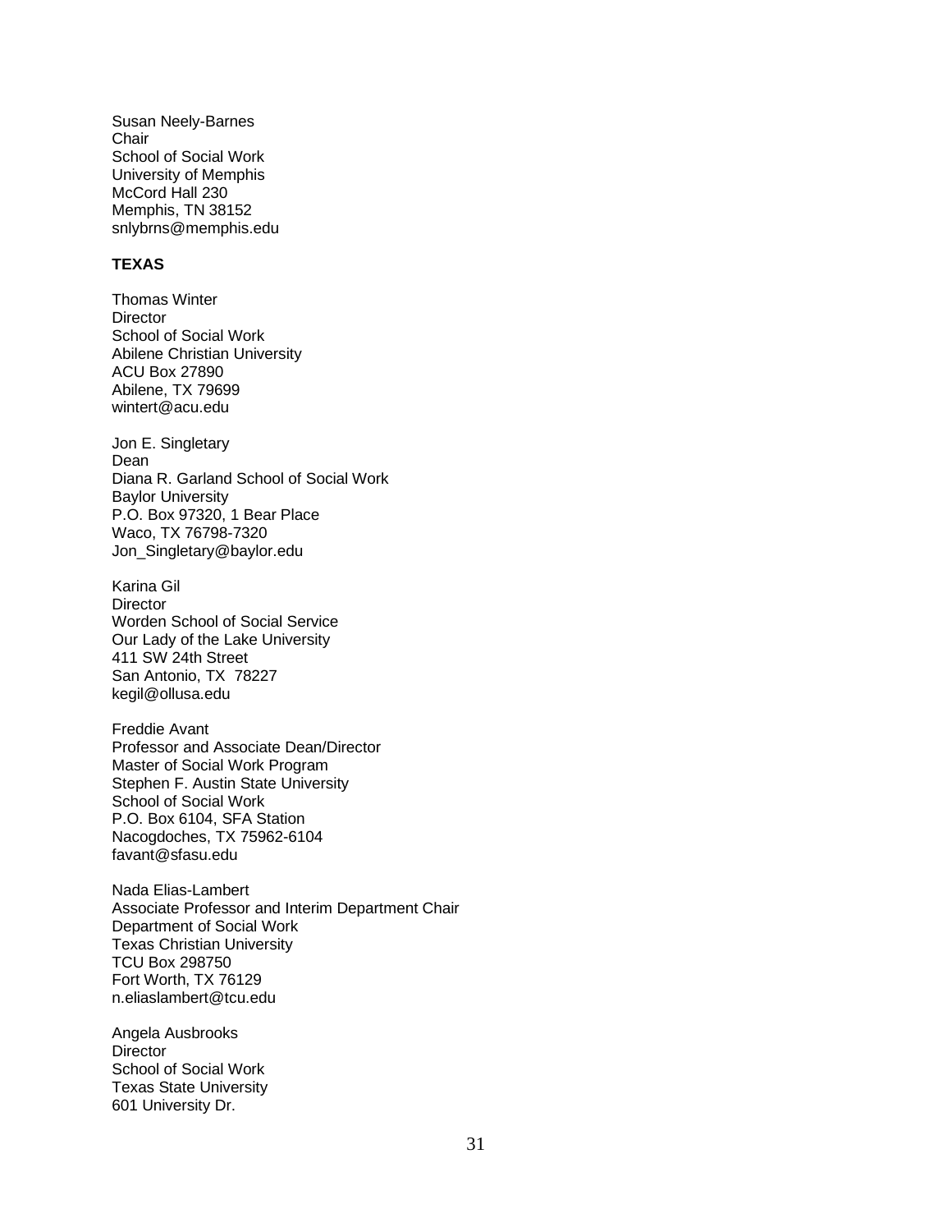Susan Neely-Barnes
Chair
School of Social Work
University of Memphis
McCord Hall 230
Memphis, TN 38152
snlybrns@memphis.edu

**TEXAS**

Thomas Winter
Director
School of Social Work
Abilene Christian University
ACU Box 27890
Abilene, TX 79699
wintert@acu.edu

Jon E. Singletary
Dean
Diana R. Garland School of Social Work
Baylor University
P.O. Box 97320, 1 Bear Place
Waco, TX 76798-7320
Jon_Singletary@baylor.edu

Karina Gil
Director
Worden School of Social Service
Our Lady of the Lake University
411 SW 24th Street
San Antonio, TX 78227
kegil@ollusa.edu

Freddie Avant
Professor and Associate Dean/Director
Master of Social Work Program
Stephen F. Austin State University
School of Social Work
P.O. Box 6104, SFA Station
Nacogdoches, TX 75962-6104
favant@sfasu.edu

Nada Elias-Lambert
Associate Professor and Interim Department Chair
Department of Social Work
Texas Christian University
TCU Box 298750
Fort Worth, TX 76129
n.eliaslambert@tcu.edu

Angela Ausbrooks
Director
School of Social Work
Texas State University
601 University Dr.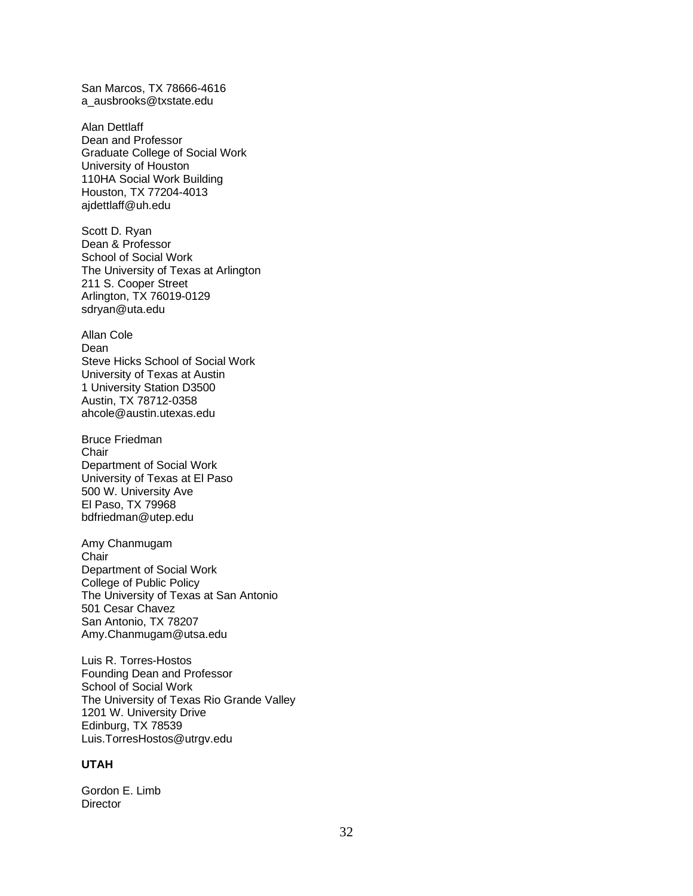San Marcos, TX 78666-4616
a_ausbrooks@txstate.edu

Alan Dettlaff
Dean and Professor
Graduate College of Social Work
University of Houston
110HA Social Work Building
Houston, TX 77204-4013
ajdettlaff@uh.edu

Scott D. Ryan
Dean & Professor
School of Social Work
The University of Texas at Arlington
211 S. Cooper Street
Arlington, TX 76019-0129
sdryan@uta.edu

Allan Cole
Dean
Steve Hicks School of Social Work
University of Texas at Austin
1 University Station D3500
Austin, TX 78712-0358
ahcole@austin.utexas.edu

Bruce Friedman
Chair
Department of Social Work
University of Texas at El Paso
500 W. University Ave
El Paso, TX 79968
bdfriedman@utep.edu

Amy Chanmugam
Chair
Department of Social Work
College of Public Policy
The University of Texas at San Antonio
501 Cesar Chavez
San Antonio, TX 78207
Amy.Chanmugam@utsa.edu

Luis R. Torres-Hostos
Founding Dean and Professor
School of Social Work
The University of Texas Rio Grande Valley
1201 W. University Drive
Edinburg, TX 78539
Luis.TorresHostos@utrgv.edu

**UTAH**

Gordon E. Limb
Director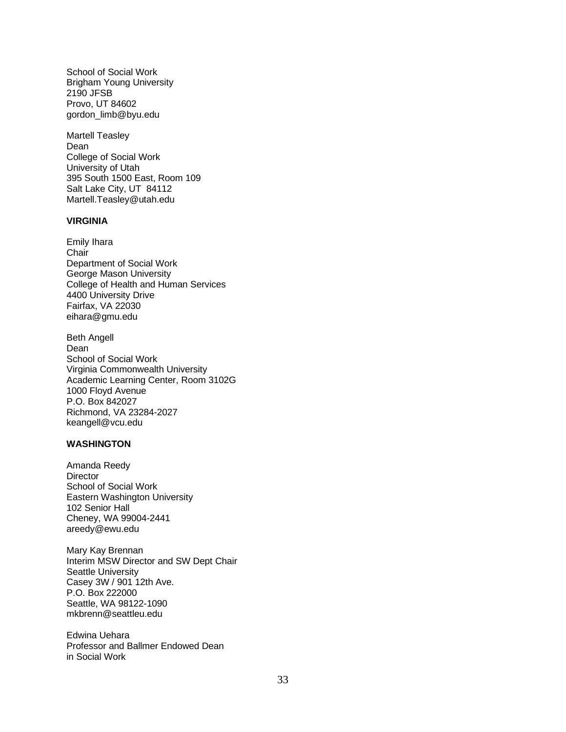School of Social Work
Brigham Young University
2190 JFSB
Provo, UT 84602
gordon_limb@byu.edu

Martell Teasley
Dean
College of Social Work
University of Utah
395 South 1500 East, Room 109
Salt Lake City, UT 84112
Martell.Teasley@utah.edu

**VIRGINIA**

Emily Ihara
Chair
Department of Social Work
George Mason University
College of Health and Human Services
4400 University Drive
Fairfax, VA 22030
eihara@gmu.edu

Beth Angell
Dean
School of Social Work
Virginia Commonwealth University
Academic Learning Center, Room 3102G
1000 Floyd Avenue
P.O. Box 842027
Richmond, VA 23284-2027
keangell@vcu.edu

**WASHINGTON**

Amanda Reedy
Director
School of Social Work
Eastern Washington University
102 Senior Hall
Cheney, WA 99004-2441
areedy@ewu.edu

Mary Kay Brennan
Interim MSW Director and SW Dept Chair
Seattle University
Casey 3W / 901 12th Ave.
P.O. Box 222000
Seattle, WA 98122-1090
mkbrenn@seattleu.edu

Edwina Uehara
Professor and Ballmer Endowed Dean
in Social Work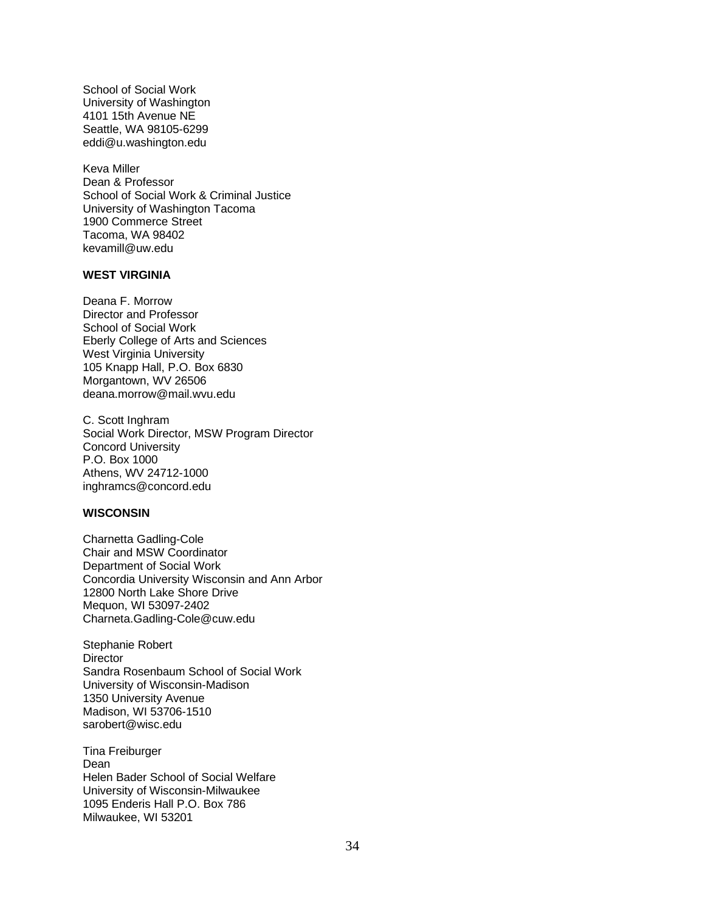School of Social Work
University of Washington
4101 15th Avenue NE
Seattle, WA 98105-6299
eddi@u.washington.edu

Keva Miller
Dean & Professor
School of Social Work & Criminal Justice
University of Washington Tacoma
1900 Commerce Street
Tacoma, WA 98402
kevamill@uw.edu

**WEST VIRGINIA**

Deana F. Morrow
Director and Professor
School of Social Work
Eberly College of Arts and Sciences
West Virginia University
105 Knapp Hall, P.O. Box 6830
Morgantown, WV 26506
deana.morrow@mail.wvu.edu

C. Scott Inghram
Social Work Director, MSW Program Director
Concord University
P.O. Box 1000
Athens, WV 24712-1000
inghramcs@concord.edu

**WISCONSIN**

Charnetta Gadling-Cole
Chair and MSW Coordinator
Department of Social Work
Concordia University Wisconsin and Ann Arbor
12800 North Lake Shore Drive
Mequon, WI 53097-2402
Charneta.Gadling-Cole@cuw.edu

Stephanie Robert
Director
Sandra Rosenbaum School of Social Work
University of Wisconsin-Madison
1350 University Avenue
Madison, WI 53706-1510
sarobert@wisc.edu

Tina Freiburger
Dean
Helen Bader School of Social Welfare
University of Wisconsin-Milwaukee
1095 Enderis Hall P.O. Box 786
Milwaukee, WI 53201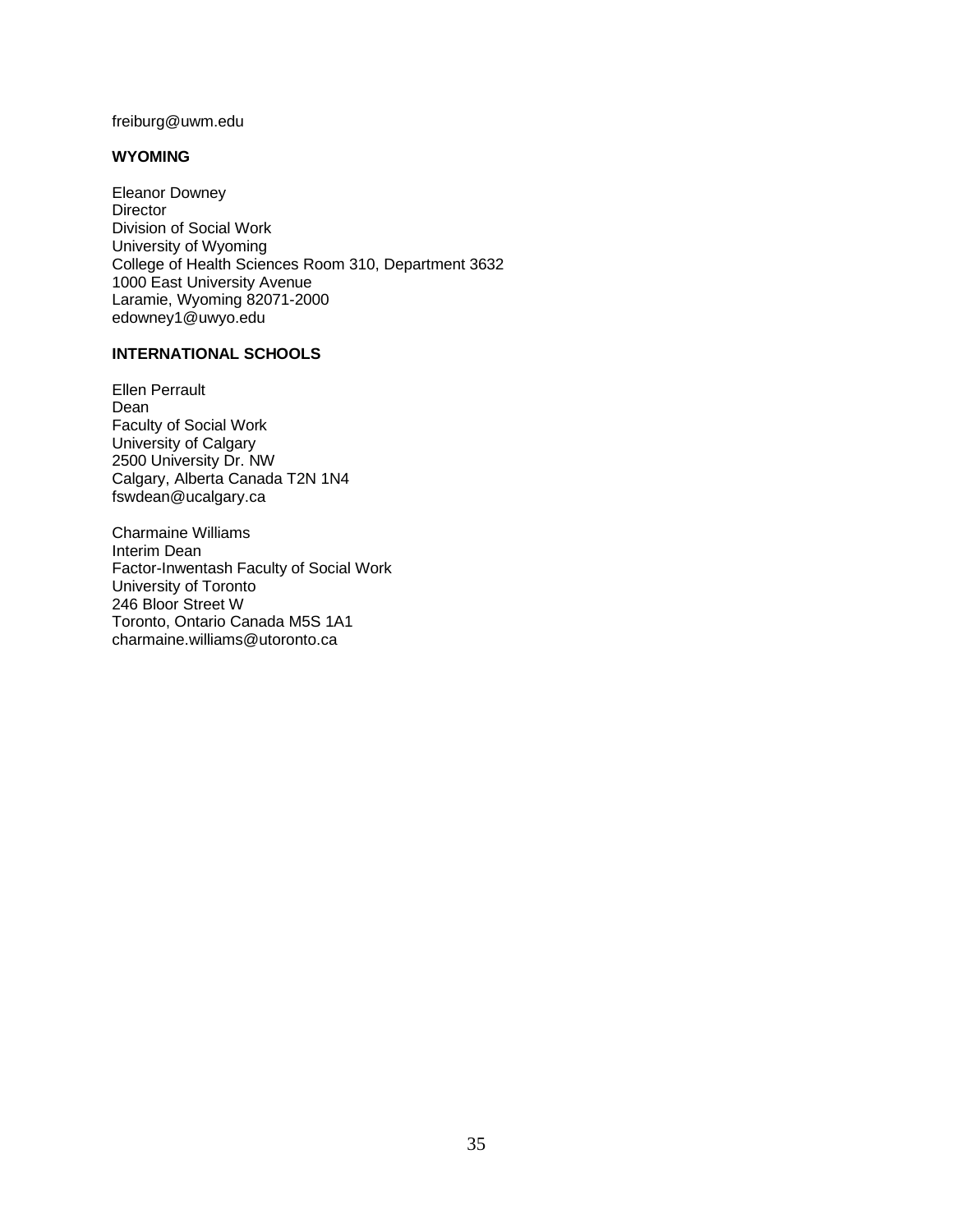freiburg@uwm.edu

**WYOMING**

Eleanor Downey
Director
Division of Social Work
University of Wyoming
College of Health Sciences Room 310, Department 3632
1000 East University Avenue
Laramie, Wyoming 82071-2000
edowney1@uwyo.edu

**INTERNATIONAL SCHOOLS**

Ellen Perrault
Dean
Faculty of Social Work
University of Calgary
2500 University Dr. NW
Calgary, Alberta Canada T2N 1N4
fswdean@ucalgary.ca

Charmaine Williams
Interim Dean
Factor-Inwentash Faculty of Social Work
University of Toronto
246 Bloor Street W
Toronto, Ontario Canada M5S 1A1
charmaine.williams@utoronto.ca